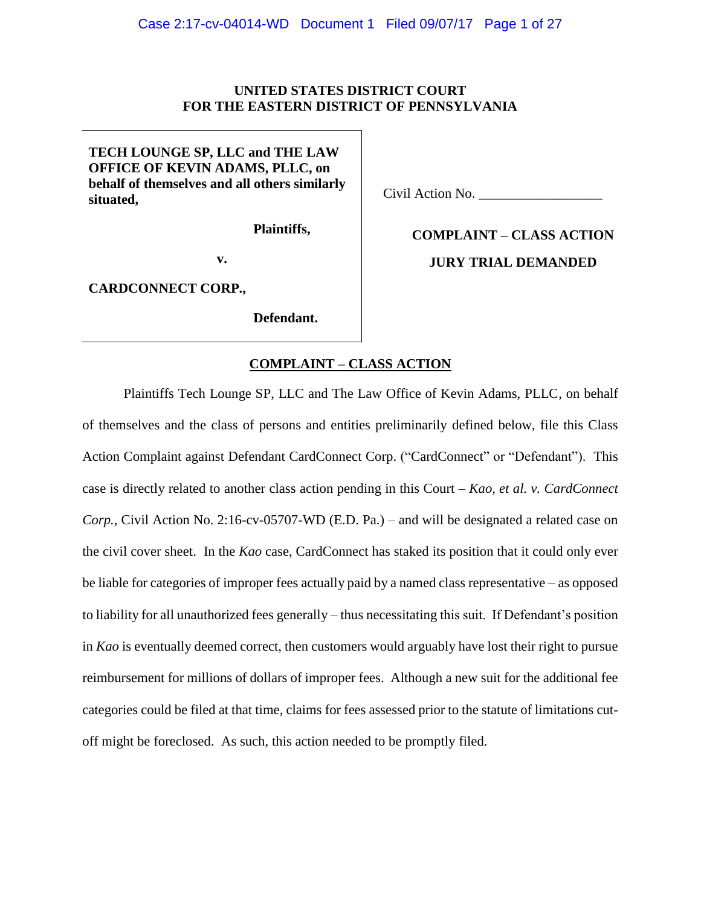**UNITED STATES DISTRICT COURT**
**FOR THE EASTERN DISTRICT OF PENNSYLVANIA**

**TECH LOUNGE SP, LLC and THE LAW OFFICE OF KEVIN ADAMS, PLLC, on behalf of themselves and all others similarly situated,**

**Plaintiffs,**

**v.**

**CARDCONNECT CORP.,**

**Defendant.**

Civil Action No. __________________

**COMPLAINT – CLASS ACTION**

**JURY TRIAL DEMANDED**

**COMPLAINT – CLASS ACTION**

Plaintiffs Tech Lounge SP, LLC and The Law Office of Kevin Adams, PLLC, on behalf of themselves and the class of persons and entities preliminarily defined below, file this Class Action Complaint against Defendant CardConnect Corp. ("CardConnect" or "Defendant"). This case is directly related to another class action pending in this Court – *Kao, et al. v. CardConnect Corp.*, Civil Action No. 2:16-cv-05707-WD (E.D. Pa.) – and will be designated a related case on the civil cover sheet. In the *Kao* case, CardConnect has staked its position that it could only ever be liable for categories of improper fees actually paid by a named class representative – as opposed to liability for all unauthorized fees generally – thus necessitating this suit. If Defendant's position in *Kao* is eventually deemed correct, then customers would arguably have lost their right to pursue reimbursement for millions of dollars of improper fees. Although a new suit for the additional fee categories could be filed at that time, claims for fees assessed prior to the statute of limitations cut-off might be foreclosed. As such, this action needed to be promptly filed.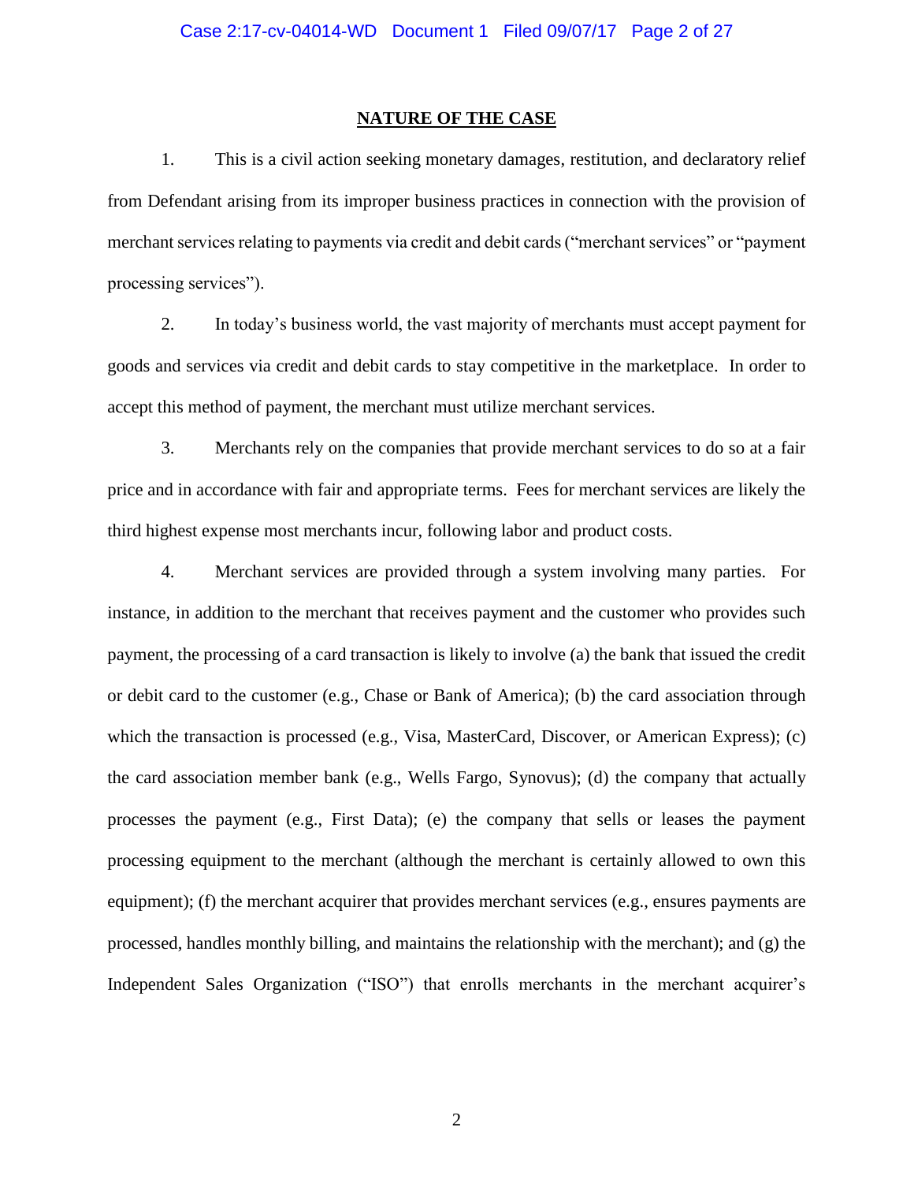## NATURE OF THE CASE

1. This is a civil action seeking monetary damages, restitution, and declaratory relief from Defendant arising from its improper business practices in connection with the provision of merchant services relating to payments via credit and debit cards ("merchant services" or "payment processing services").

2. In today's business world, the vast majority of merchants must accept payment for goods and services via credit and debit cards to stay competitive in the marketplace. In order to accept this method of payment, the merchant must utilize merchant services.

3. Merchants rely on the companies that provide merchant services to do so at a fair price and in accordance with fair and appropriate terms. Fees for merchant services are likely the third highest expense most merchants incur, following labor and product costs.

4. Merchant services are provided through a system involving many parties. For instance, in addition to the merchant that receives payment and the customer who provides such payment, the processing of a card transaction is likely to involve (a) the bank that issued the credit or debit card to the customer (e.g., Chase or Bank of America); (b) the card association through which the transaction is processed (e.g., Visa, MasterCard, Discover, or American Express); (c) the card association member bank (e.g., Wells Fargo, Synovus); (d) the company that actually processes the payment (e.g., First Data); (e) the company that sells or leases the payment processing equipment to the merchant (although the merchant is certainly allowed to own this equipment); (f) the merchant acquirer that provides merchant services (e.g., ensures payments are processed, handles monthly billing, and maintains the relationship with the merchant); and (g) the Independent Sales Organization ("ISO") that enrolls merchants in the merchant acquirer's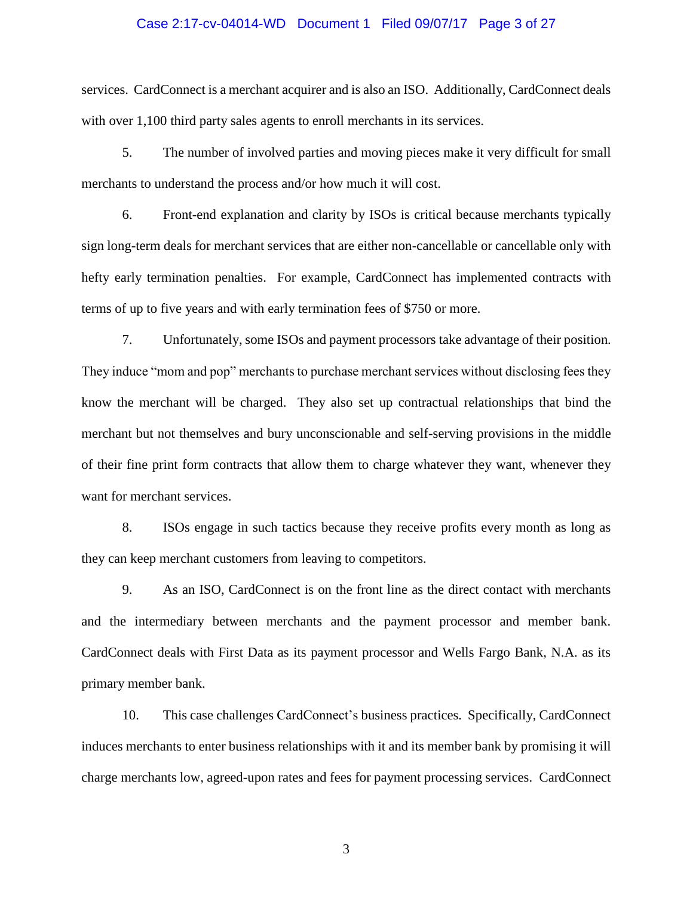services. CardConnect is a merchant acquirer and is also an ISO. Additionally, CardConnect deals with over 1,100 third party sales agents to enroll merchants in its services.

5. The number of involved parties and moving pieces make it very difficult for small merchants to understand the process and/or how much it will cost.

6. Front-end explanation and clarity by ISOs is critical because merchants typically sign long-term deals for merchant services that are either non-cancellable or cancellable only with hefty early termination penalties. For example, CardConnect has implemented contracts with terms of up to five years and with early termination fees of $750 or more.

7. Unfortunately, some ISOs and payment processors take advantage of their position. They induce "mom and pop" merchants to purchase merchant services without disclosing fees they know the merchant will be charged. They also set up contractual relationships that bind the merchant but not themselves and bury unconscionable and self-serving provisions in the middle of their fine print form contracts that allow them to charge whatever they want, whenever they want for merchant services.

8. ISOs engage in such tactics because they receive profits every month as long as they can keep merchant customers from leaving to competitors.

9. As an ISO, CardConnect is on the front line as the direct contact with merchants and the intermediary between merchants and the payment processor and member bank. CardConnect deals with First Data as its payment processor and Wells Fargo Bank, N.A. as its primary member bank.

10. This case challenges CardConnect's business practices. Specifically, CardConnect induces merchants to enter business relationships with it and its member bank by promising it will charge merchants low, agreed-upon rates and fees for payment processing services. CardConnect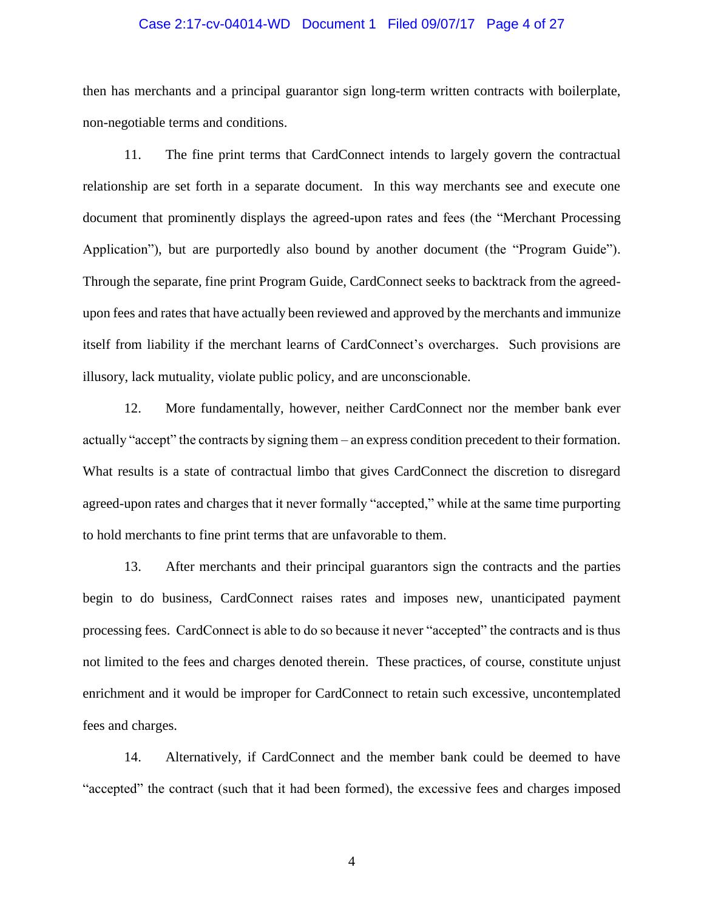then has merchants and a principal guarantor sign long-term written contracts with boilerplate, non-negotiable terms and conditions.

11. The fine print terms that CardConnect intends to largely govern the contractual relationship are set forth in a separate document. In this way merchants see and execute one document that prominently displays the agreed-upon rates and fees (the "Merchant Processing Application"), but are purportedly also bound by another document (the "Program Guide"). Through the separate, fine print Program Guide, CardConnect seeks to backtrack from the agreed-upon fees and rates that have actually been reviewed and approved by the merchants and immunize itself from liability if the merchant learns of CardConnect's overcharges. Such provisions are illusory, lack mutuality, violate public policy, and are unconscionable.

12. More fundamentally, however, neither CardConnect nor the member bank ever actually "accept" the contracts by signing them – an express condition precedent to their formation. What results is a state of contractual limbo that gives CardConnect the discretion to disregard agreed-upon rates and charges that it never formally "accepted," while at the same time purporting to hold merchants to fine print terms that are unfavorable to them.

13. After merchants and their principal guarantors sign the contracts and the parties begin to do business, CardConnect raises rates and imposes new, unanticipated payment processing fees. CardConnect is able to do so because it never "accepted" the contracts and is thus not limited to the fees and charges denoted therein. These practices, of course, constitute unjust enrichment and it would be improper for CardConnect to retain such excessive, uncontemplated fees and charges.

14. Alternatively, if CardConnect and the member bank could be deemed to have "accepted" the contract (such that it had been formed), the excessive fees and charges imposed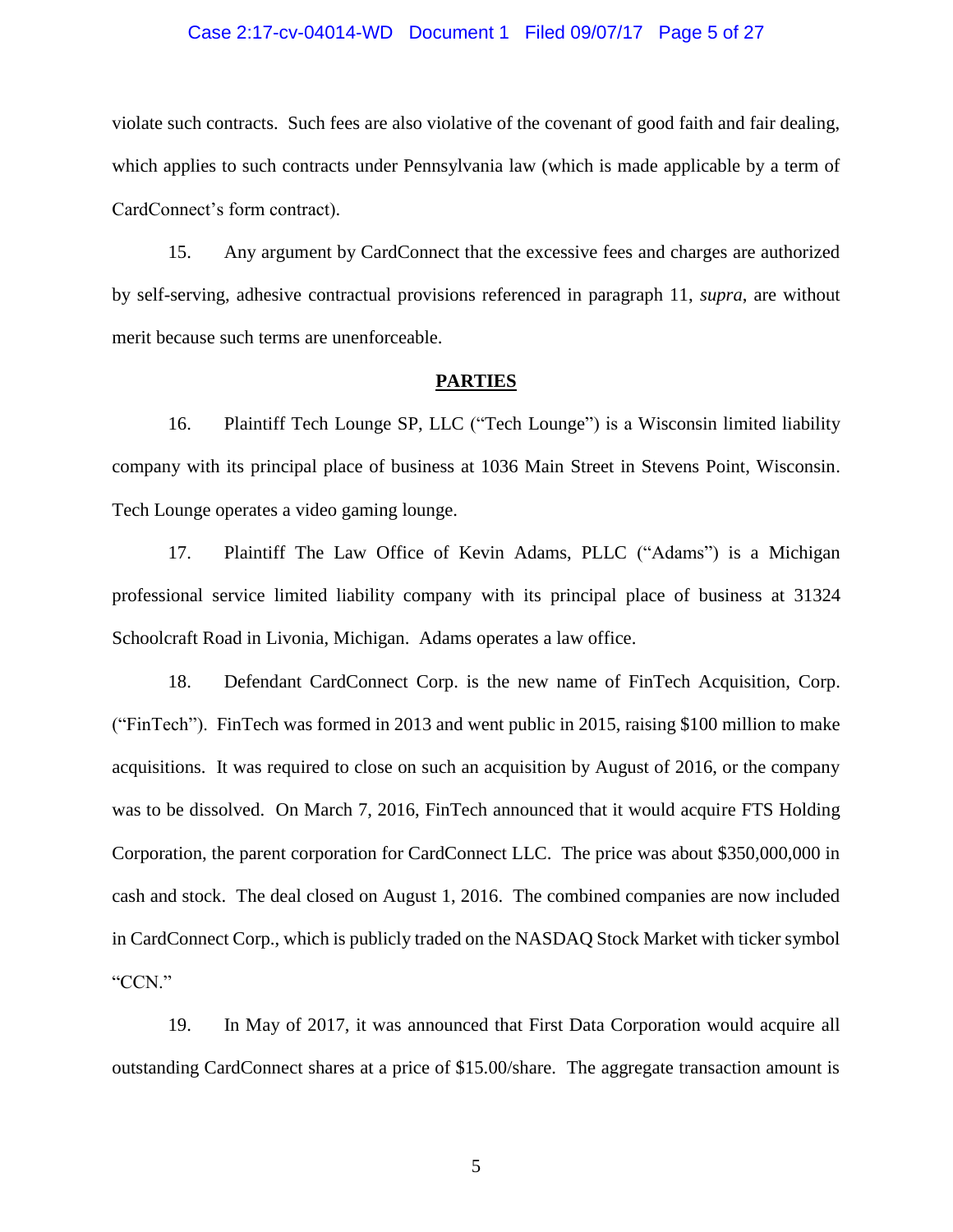violate such contracts. Such fees are also violative of the covenant of good faith and fair dealing, which applies to such contracts under Pennsylvania law (which is made applicable by a term of CardConnect's form contract).

15. Any argument by CardConnect that the excessive fees and charges are authorized by self-serving, adhesive contractual provisions referenced in paragraph 11, *supra*, are without merit because such terms are unenforceable.

## PARTIES

16. Plaintiff Tech Lounge SP, LLC ("Tech Lounge") is a Wisconsin limited liability company with its principal place of business at 1036 Main Street in Stevens Point, Wisconsin. Tech Lounge operates a video gaming lounge.

17. Plaintiff The Law Office of Kevin Adams, PLLC ("Adams") is a Michigan professional service limited liability company with its principal place of business at 31324 Schoolcraft Road in Livonia, Michigan. Adams operates a law office.

18. Defendant CardConnect Corp. is the new name of FinTech Acquisition, Corp. ("FinTech"). FinTech was formed in 2013 and went public in 2015, raising $100 million to make acquisitions. It was required to close on such an acquisition by August of 2016, or the company was to be dissolved. On March 7, 2016, FinTech announced that it would acquire FTS Holding Corporation, the parent corporation for CardConnect LLC. The price was about $350,000,000 in cash and stock. The deal closed on August 1, 2016. The combined companies are now included in CardConnect Corp., which is publicly traded on the NASDAQ Stock Market with ticker symbol "CCN."

19. In May of 2017, it was announced that First Data Corporation would acquire all outstanding CardConnect shares at a price of $15.00/share. The aggregate transaction amount is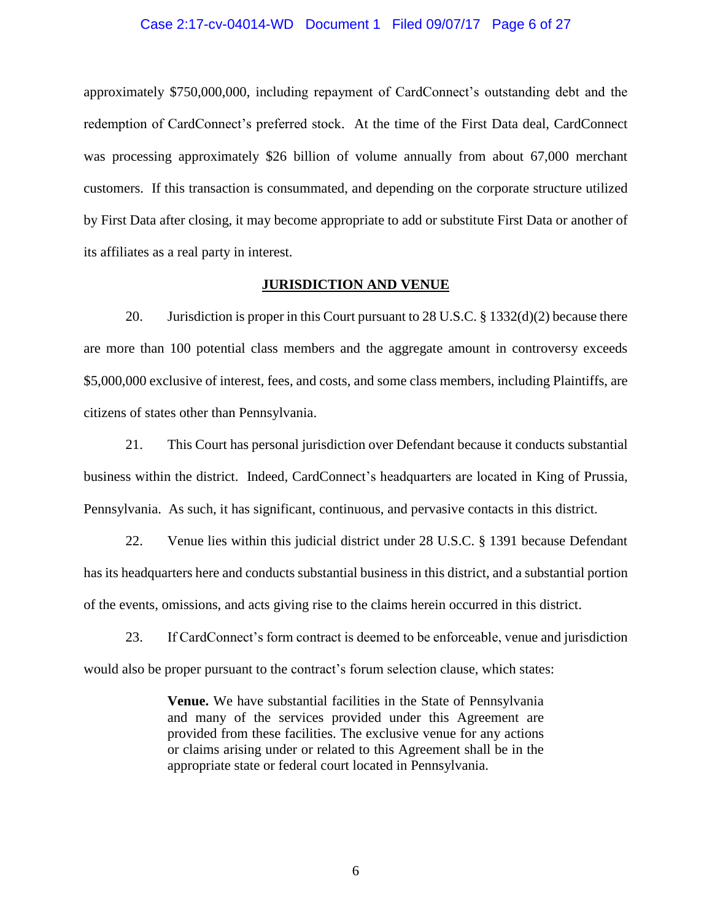approximately $750,000,000, including repayment of CardConnect's outstanding debt and the redemption of CardConnect's preferred stock. At the time of the First Data deal, CardConnect was processing approximately $26 billion of volume annually from about 67,000 merchant customers. If this transaction is consummated, and depending on the corporate structure utilized by First Data after closing, it may become appropriate to add or substitute First Data or another of its affiliates as a real party in interest.

## JURISDICTION AND VENUE

20. Jurisdiction is proper in this Court pursuant to 28 U.S.C. § 1332(d)(2) because there are more than 100 potential class members and the aggregate amount in controversy exceeds $5,000,000 exclusive of interest, fees, and costs, and some class members, including Plaintiffs, are citizens of states other than Pennsylvania.

21. This Court has personal jurisdiction over Defendant because it conducts substantial business within the district. Indeed, CardConnect's headquarters are located in King of Prussia, Pennsylvania. As such, it has significant, continuous, and pervasive contacts in this district.

22. Venue lies within this judicial district under 28 U.S.C. § 1391 because Defendant has its headquarters here and conducts substantial business in this district, and a substantial portion of the events, omissions, and acts giving rise to the claims herein occurred in this district.

23. If CardConnect's form contract is deemed to be enforceable, venue and jurisdiction would also be proper pursuant to the contract's forum selection clause, which states:

> **Venue.** We have substantial facilities in the State of Pennsylvania and many of the services provided under this Agreement are provided from these facilities. The exclusive venue for any actions or claims arising under or related to this Agreement shall be in the appropriate state or federal court located in Pennsylvania.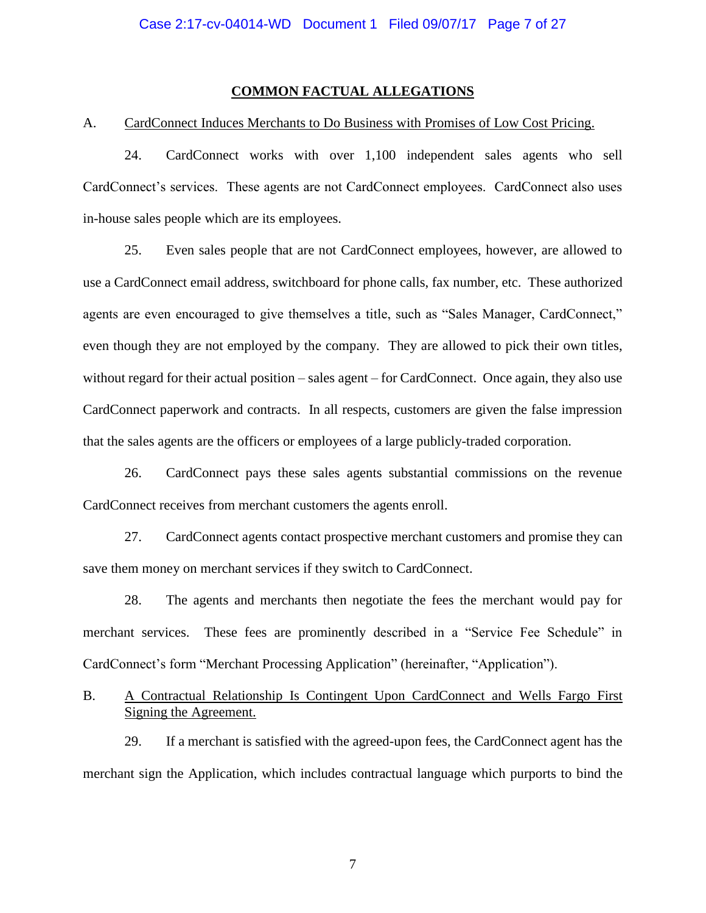## COMMON FACTUAL ALLEGATIONS

A. CardConnect Induces Merchants to Do Business with Promises of Low Cost Pricing.

24. CardConnect works with over 1,100 independent sales agents who sell CardConnect's services. These agents are not CardConnect employees. CardConnect also uses in-house sales people which are its employees.

25. Even sales people that are not CardConnect employees, however, are allowed to use a CardConnect email address, switchboard for phone calls, fax number, etc. These authorized agents are even encouraged to give themselves a title, such as "Sales Manager, CardConnect," even though they are not employed by the company. They are allowed to pick their own titles, without regard for their actual position – sales agent – for CardConnect. Once again, they also use CardConnect paperwork and contracts. In all respects, customers are given the false impression that the sales agents are the officers or employees of a large publicly-traded corporation.

26. CardConnect pays these sales agents substantial commissions on the revenue CardConnect receives from merchant customers the agents enroll.

27. CardConnect agents contact prospective merchant customers and promise they can save them money on merchant services if they switch to CardConnect.

28. The agents and merchants then negotiate the fees the merchant would pay for merchant services. These fees are prominently described in a "Service Fee Schedule" in CardConnect's form "Merchant Processing Application" (hereinafter, "Application").

B. A Contractual Relationship Is Contingent Upon CardConnect and Wells Fargo First Signing the Agreement.

29. If a merchant is satisfied with the agreed-upon fees, the CardConnect agent has the merchant sign the Application, which includes contractual language which purports to bind the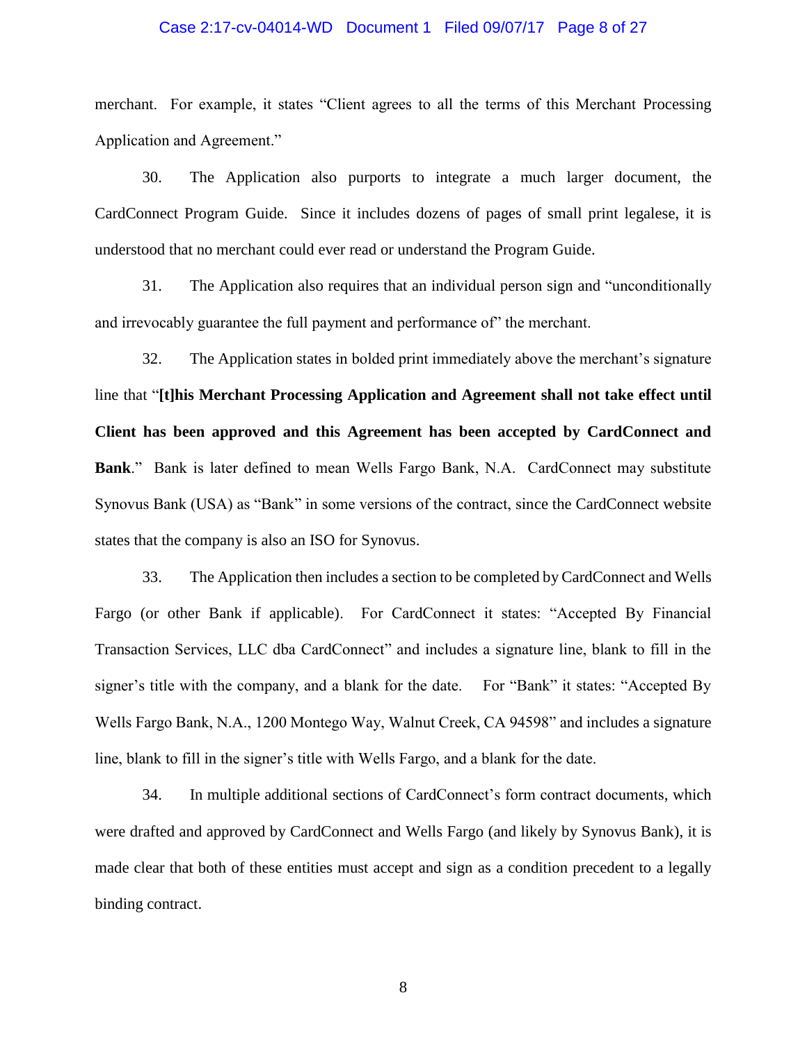merchant. For example, it states "Client agrees to all the terms of this Merchant Processing Application and Agreement."

30. The Application also purports to integrate a much larger document, the CardConnect Program Guide. Since it includes dozens of pages of small print legalese, it is understood that no merchant could ever read or understand the Program Guide.

31. The Application also requires that an individual person sign and "unconditionally and irrevocably guarantee the full payment and performance of" the merchant.

32. The Application states in bolded print immediately above the merchant's signature line that "**[t]his Merchant Processing Application and Agreement shall not take effect until Client has been approved and this Agreement has been accepted by CardConnect and Bank**." Bank is later defined to mean Wells Fargo Bank, N.A. CardConnect may substitute Synovus Bank (USA) as "Bank" in some versions of the contract, since the CardConnect website states that the company is also an ISO for Synovus.

33. The Application then includes a section to be completed by CardConnect and Wells Fargo (or other Bank if applicable). For CardConnect it states: "Accepted By Financial Transaction Services, LLC dba CardConnect" and includes a signature line, blank to fill in the signer's title with the company, and a blank for the date. For "Bank" it states: "Accepted By Wells Fargo Bank, N.A., 1200 Montego Way, Walnut Creek, CA 94598" and includes a signature line, blank to fill in the signer's title with Wells Fargo, and a blank for the date.

34. In multiple additional sections of CardConnect's form contract documents, which were drafted and approved by CardConnect and Wells Fargo (and likely by Synovus Bank), it is made clear that both of these entities must accept and sign as a condition precedent to a legally binding contract.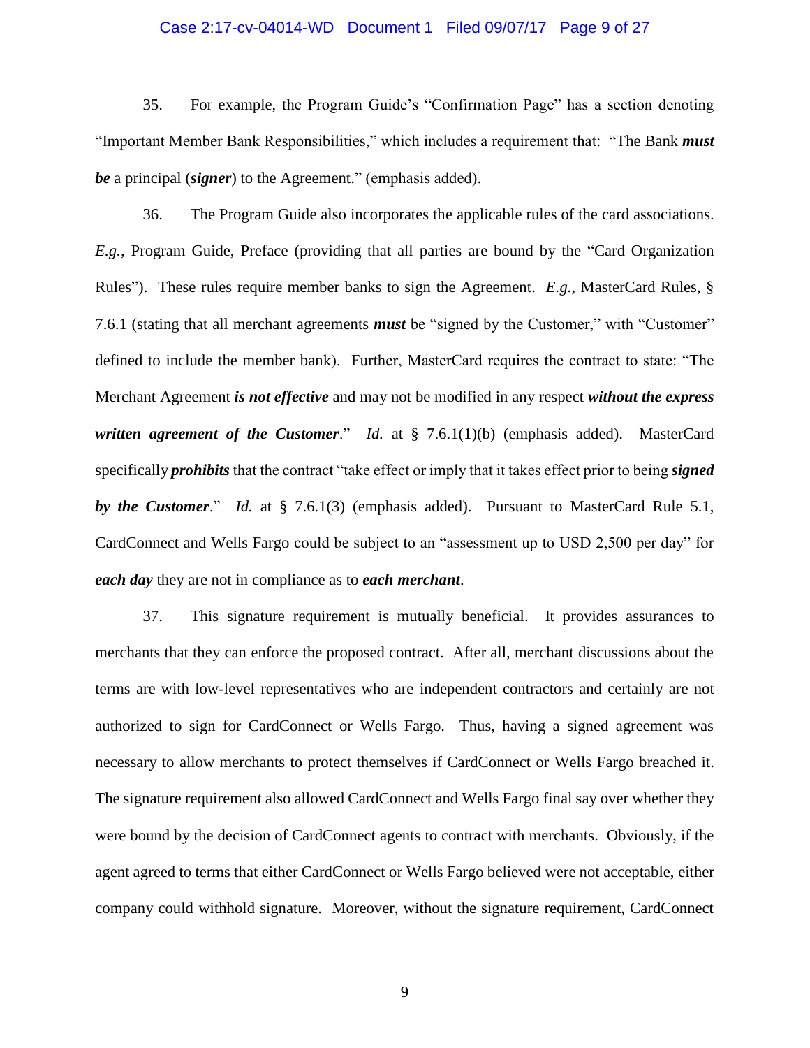35. For example, the Program Guide's "Confirmation Page" has a section denoting "Important Member Bank Responsibilities," which includes a requirement that: "The Bank ***must be*** a principal (***signer***) to the Agreement." (emphasis added).

36. The Program Guide also incorporates the applicable rules of the card associations. *E.g.*, Program Guide, Preface (providing that all parties are bound by the "Card Organization Rules"). These rules require member banks to sign the Agreement. *E.g.*, MasterCard Rules, § 7.6.1 (stating that all merchant agreements ***must*** be "signed by the Customer," with "Customer" defined to include the member bank). Further, MasterCard requires the contract to state: "The Merchant Agreement ***is not effective*** and may not be modified in any respect ***without the express written agreement of the Customer***." *Id.* at § 7.6.1(1)(b) (emphasis added). MasterCard specifically ***prohibits*** that the contract "take effect or imply that it takes effect prior to being ***signed by the Customer***." *Id.* at § 7.6.1(3) (emphasis added). Pursuant to MasterCard Rule 5.1, CardConnect and Wells Fargo could be subject to an "assessment up to USD 2,500 per day" for ***each day*** they are not in compliance as to ***each merchant***.

37. This signature requirement is mutually beneficial. It provides assurances to merchants that they can enforce the proposed contract. After all, merchant discussions about the terms are with low-level representatives who are independent contractors and certainly are not authorized to sign for CardConnect or Wells Fargo. Thus, having a signed agreement was necessary to allow merchants to protect themselves if CardConnect or Wells Fargo breached it. The signature requirement also allowed CardConnect and Wells Fargo final say over whether they were bound by the decision of CardConnect agents to contract with merchants. Obviously, if the agent agreed to terms that either CardConnect or Wells Fargo believed were not acceptable, either company could withhold signature. Moreover, without the signature requirement, CardConnect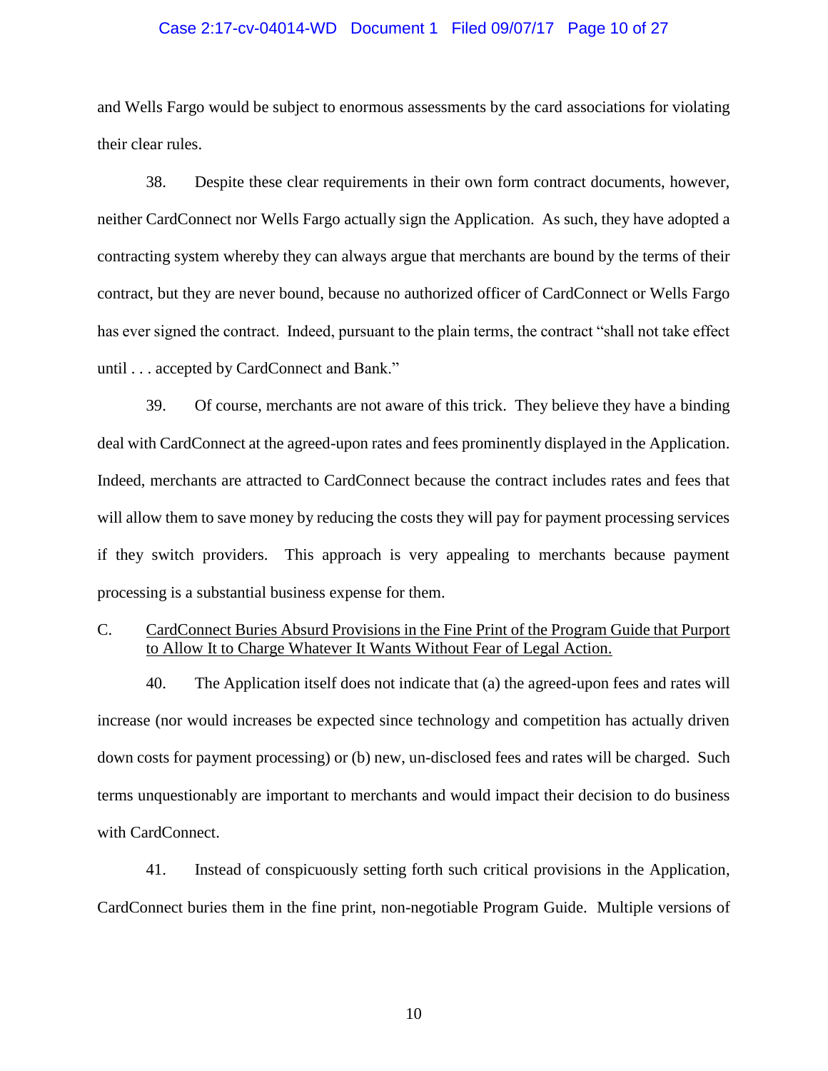and Wells Fargo would be subject to enormous assessments by the card associations for violating their clear rules.

38. Despite these clear requirements in their own form contract documents, however, neither CardConnect nor Wells Fargo actually sign the Application. As such, they have adopted a contracting system whereby they can always argue that merchants are bound by the terms of their contract, but they are never bound, because no authorized officer of CardConnect or Wells Fargo has ever signed the contract. Indeed, pursuant to the plain terms, the contract "shall not take effect until . . . accepted by CardConnect and Bank."

39. Of course, merchants are not aware of this trick. They believe they have a binding deal with CardConnect at the agreed-upon rates and fees prominently displayed in the Application. Indeed, merchants are attracted to CardConnect because the contract includes rates and fees that will allow them to save money by reducing the costs they will pay for payment processing services if they switch providers. This approach is very appealing to merchants because payment processing is a substantial business expense for them.

## C. CardConnect Buries Absurd Provisions in the Fine Print of the Program Guide that Purport to Allow It to Charge Whatever It Wants Without Fear of Legal Action.

40. The Application itself does not indicate that (a) the agreed-upon fees and rates will increase (nor would increases be expected since technology and competition has actually driven down costs for payment processing) or (b) new, un-disclosed fees and rates will be charged. Such terms unquestionably are important to merchants and would impact their decision to do business with CardConnect.

41. Instead of conspicuously setting forth such critical provisions in the Application, CardConnect buries them in the fine print, non-negotiable Program Guide. Multiple versions of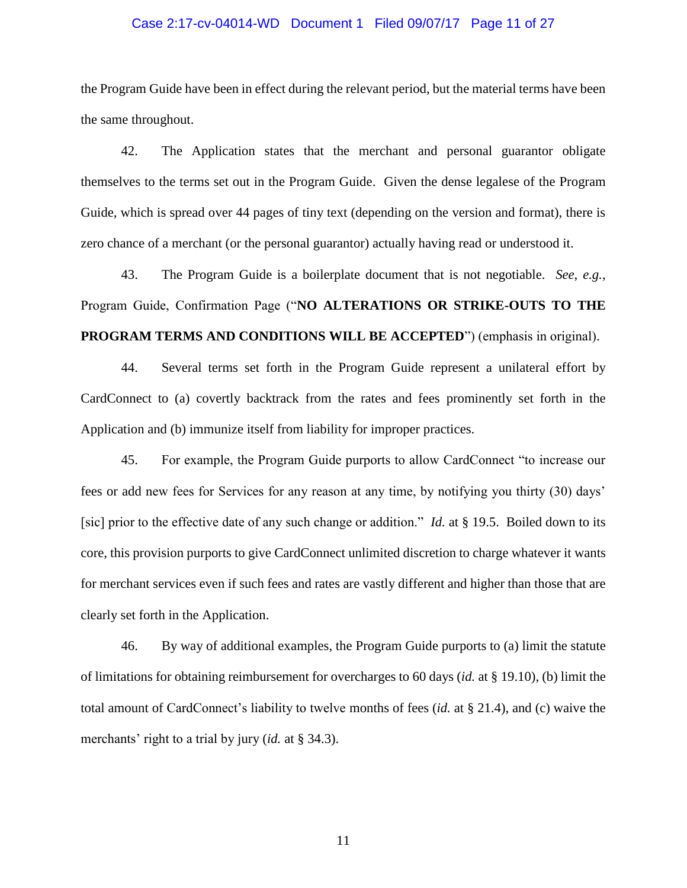the Program Guide have been in effect during the relevant period, but the material terms have been the same throughout.

42. The Application states that the merchant and personal guarantor obligate themselves to the terms set out in the Program Guide. Given the dense legalese of the Program Guide, which is spread over 44 pages of tiny text (depending on the version and format), there is zero chance of a merchant (or the personal guarantor) actually having read or understood it.

43. The Program Guide is a boilerplate document that is not negotiable. *See, e.g.*, Program Guide, Confirmation Page ("**NO ALTERATIONS OR STRIKE-OUTS TO THE PROGRAM TERMS AND CONDITIONS WILL BE ACCEPTED**") (emphasis in original).

44. Several terms set forth in the Program Guide represent a unilateral effort by CardConnect to (a) covertly backtrack from the rates and fees prominently set forth in the Application and (b) immunize itself from liability for improper practices.

45. For example, the Program Guide purports to allow CardConnect "to increase our fees or add new fees for Services for any reason at any time, by notifying you thirty (30) days' [sic] prior to the effective date of any such change or addition." *Id.* at § 19.5. Boiled down to its core, this provision purports to give CardConnect unlimited discretion to charge whatever it wants for merchant services even if such fees and rates are vastly different and higher than those that are clearly set forth in the Application.

46. By way of additional examples, the Program Guide purports to (a) limit the statute of limitations for obtaining reimbursement for overcharges to 60 days (*id.* at § 19.10), (b) limit the total amount of CardConnect's liability to twelve months of fees (*id.* at § 21.4), and (c) waive the merchants' right to a trial by jury (*id.* at § 34.3).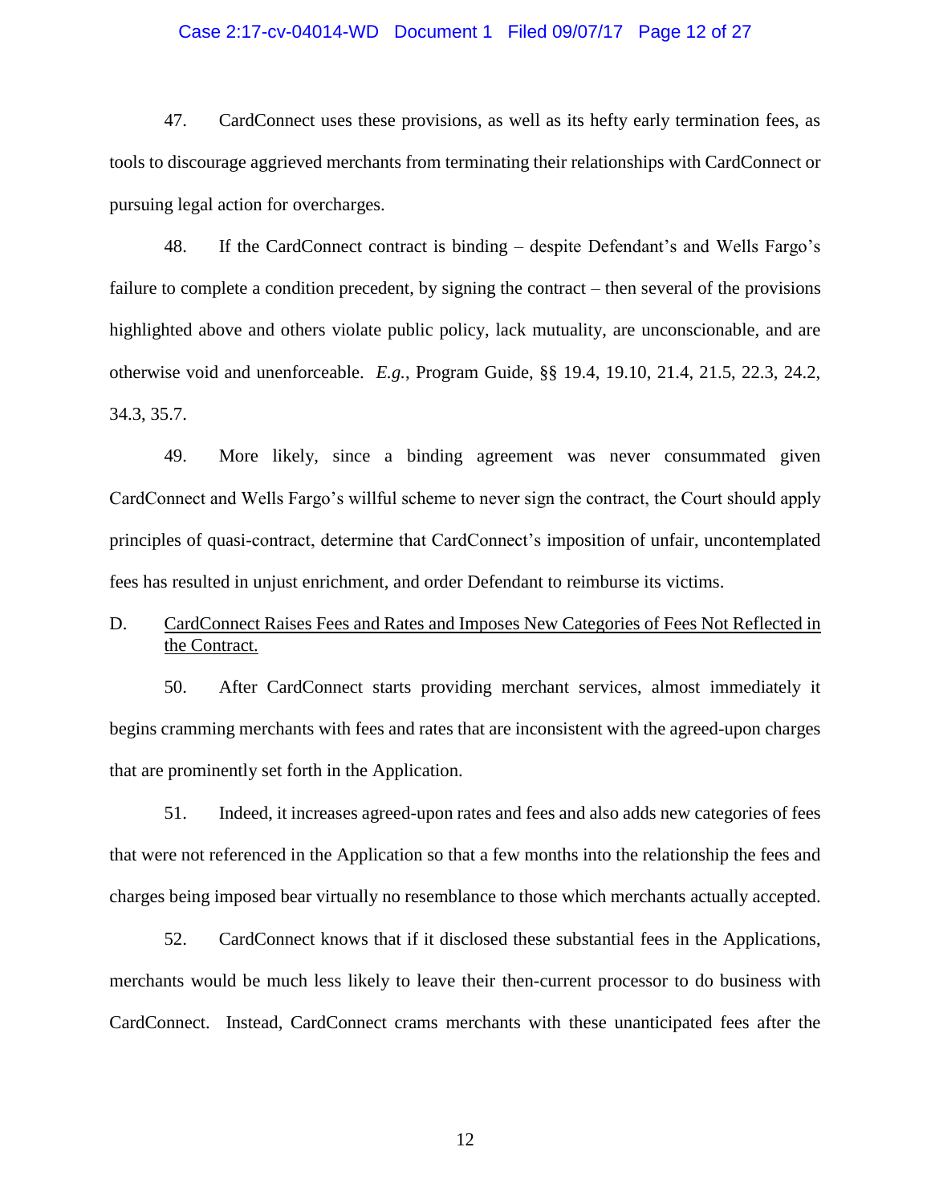47. CardConnect uses these provisions, as well as its hefty early termination fees, as tools to discourage aggrieved merchants from terminating their relationships with CardConnect or pursuing legal action for overcharges.

48. If the CardConnect contract is binding – despite Defendant's and Wells Fargo's failure to complete a condition precedent, by signing the contract – then several of the provisions highlighted above and others violate public policy, lack mutuality, are unconscionable, and are otherwise void and unenforceable. *E.g.*, Program Guide, §§ 19.4, 19.10, 21.4, 21.5, 22.3, 24.2, 34.3, 35.7.

49. More likely, since a binding agreement was never consummated given CardConnect and Wells Fargo's willful scheme to never sign the contract, the Court should apply principles of quasi-contract, determine that CardConnect's imposition of unfair, uncontemplated fees has resulted in unjust enrichment, and order Defendant to reimburse its victims.

D. <u>CardConnect Raises Fees and Rates and Imposes New Categories of Fees Not Reflected in the Contract.</u>

50. After CardConnect starts providing merchant services, almost immediately it begins cramming merchants with fees and rates that are inconsistent with the agreed-upon charges that are prominently set forth in the Application.

51. Indeed, it increases agreed-upon rates and fees and also adds new categories of fees that were not referenced in the Application so that a few months into the relationship the fees and charges being imposed bear virtually no resemblance to those which merchants actually accepted.

52. CardConnect knows that if it disclosed these substantial fees in the Applications, merchants would be much less likely to leave their then-current processor to do business with CardConnect. Instead, CardConnect crams merchants with these unanticipated fees after the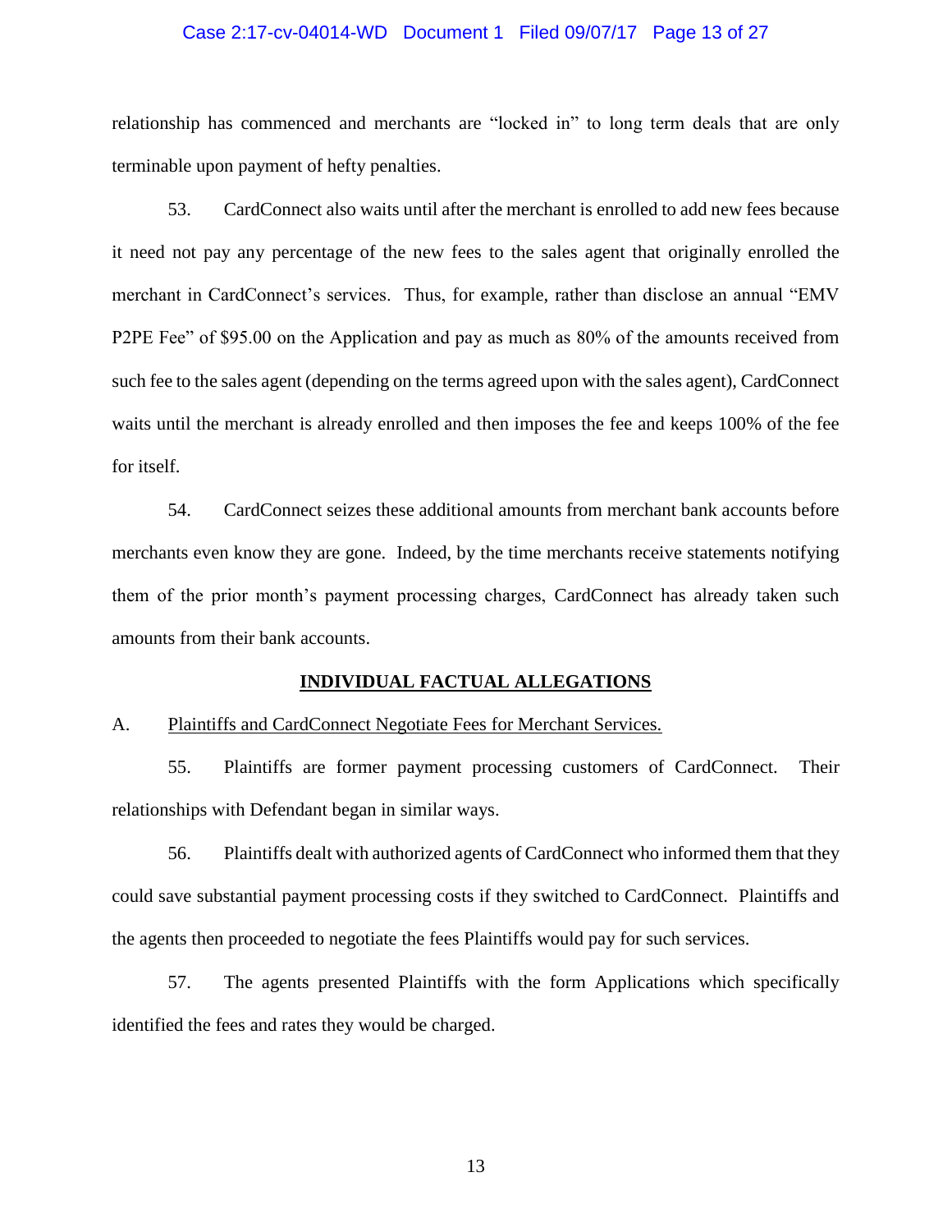relationship has commenced and merchants are "locked in" to long term deals that are only terminable upon payment of hefty penalties.

53. CardConnect also waits until after the merchant is enrolled to add new fees because it need not pay any percentage of the new fees to the sales agent that originally enrolled the merchant in CardConnect's services. Thus, for example, rather than disclose an annual "EMV P2PE Fee" of $95.00 on the Application and pay as much as 80% of the amounts received from such fee to the sales agent (depending on the terms agreed upon with the sales agent), CardConnect waits until the merchant is already enrolled and then imposes the fee and keeps 100% of the fee for itself.

54. CardConnect seizes these additional amounts from merchant bank accounts before merchants even know they are gone. Indeed, by the time merchants receive statements notifying them of the prior month's payment processing charges, CardConnect has already taken such amounts from their bank accounts.

## INDIVIDUAL FACTUAL ALLEGATIONS

### A. Plaintiffs and CardConnect Negotiate Fees for Merchant Services.

55. Plaintiffs are former payment processing customers of CardConnect. Their relationships with Defendant began in similar ways.

56. Plaintiffs dealt with authorized agents of CardConnect who informed them that they could save substantial payment processing costs if they switched to CardConnect. Plaintiffs and the agents then proceeded to negotiate the fees Plaintiffs would pay for such services.

57. The agents presented Plaintiffs with the form Applications which specifically identified the fees and rates they would be charged.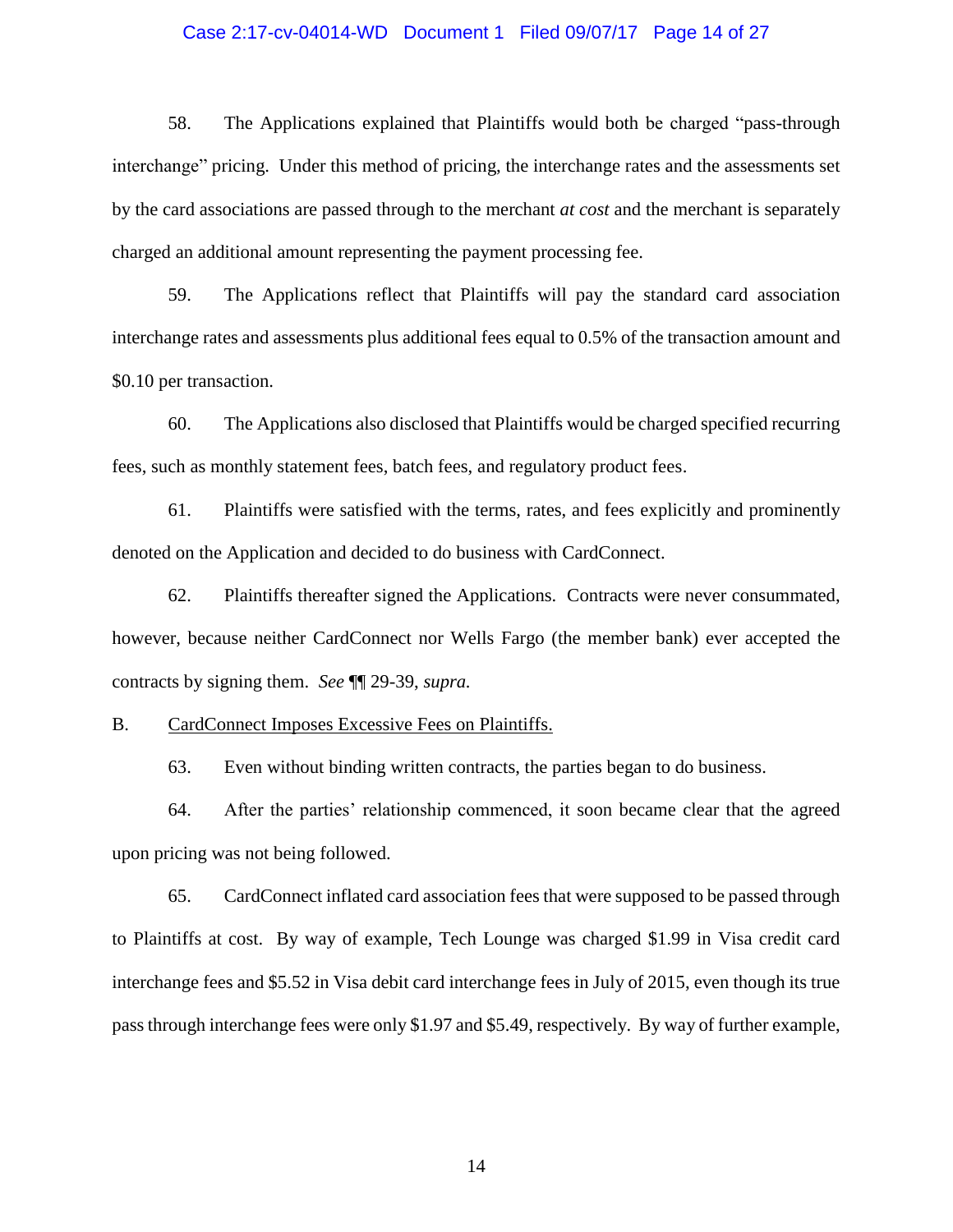58. The Applications explained that Plaintiffs would both be charged "pass-through interchange" pricing. Under this method of pricing, the interchange rates and the assessments set by the card associations are passed through to the merchant *at cost* and the merchant is separately charged an additional amount representing the payment processing fee.

59. The Applications reflect that Plaintiffs will pay the standard card association interchange rates and assessments plus additional fees equal to 0.5% of the transaction amount and $0.10 per transaction.

60. The Applications also disclosed that Plaintiffs would be charged specified recurring fees, such as monthly statement fees, batch fees, and regulatory product fees.

61. Plaintiffs were satisfied with the terms, rates, and fees explicitly and prominently denoted on the Application and decided to do business with CardConnect.

62. Plaintiffs thereafter signed the Applications. Contracts were never consummated, however, because neither CardConnect nor Wells Fargo (the member bank) ever accepted the contracts by signing them. *See* ¶¶ 29-39, *supra.*

B. <u>CardConnect Imposes Excessive Fees on Plaintiffs.</u>

63. Even without binding written contracts, the parties began to do business.

64. After the parties' relationship commenced, it soon became clear that the agreed upon pricing was not being followed.

65. CardConnect inflated card association fees that were supposed to be passed through to Plaintiffs at cost. By way of example, Tech Lounge was charged $1.99 in Visa credit card interchange fees and $5.52 in Visa debit card interchange fees in July of 2015, even though its true pass through interchange fees were only $1.97 and $5.49, respectively. By way of further example,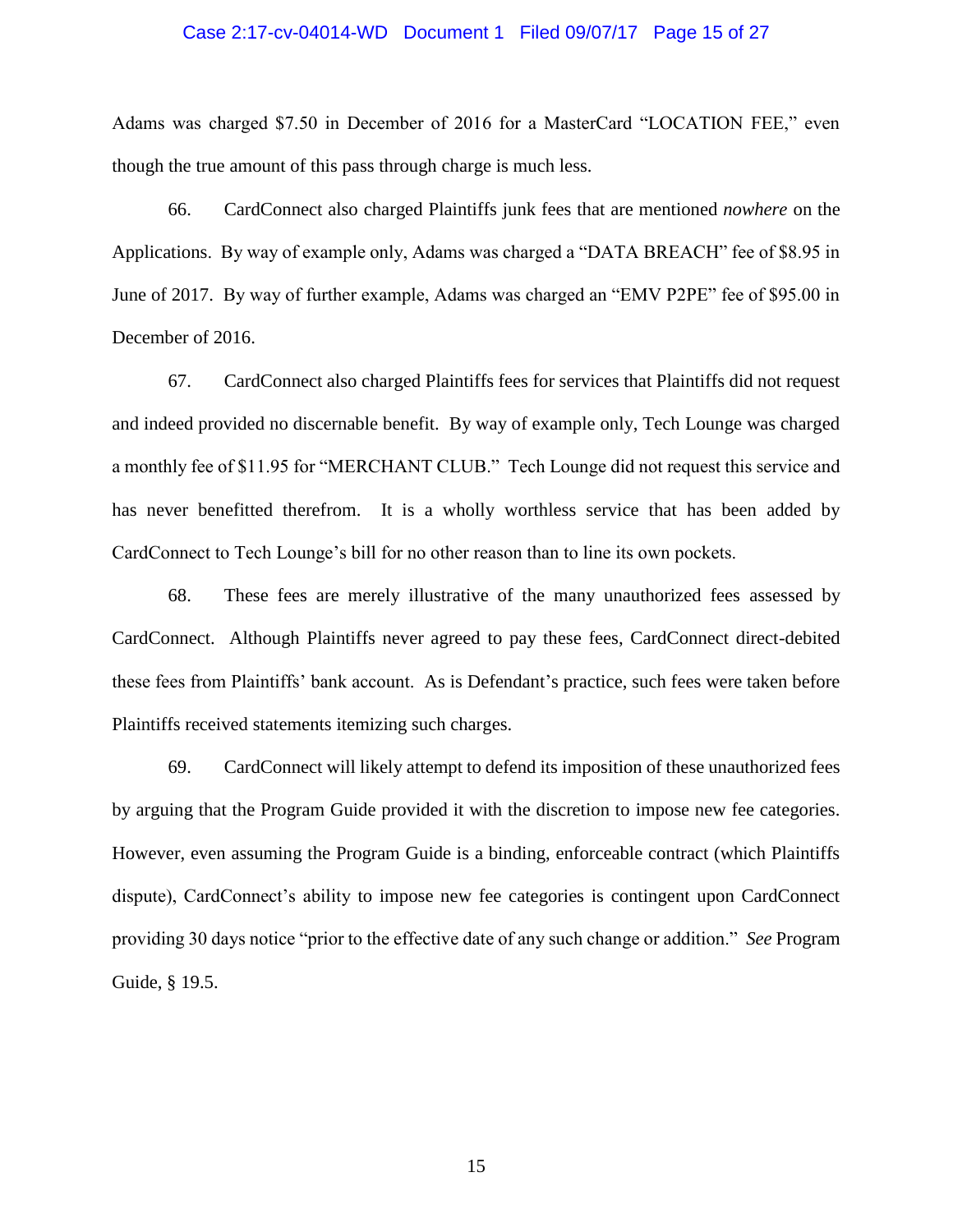Adams was charged $7.50 in December of 2016 for a MasterCard "LOCATION FEE," even though the true amount of this pass through charge is much less.

66. CardConnect also charged Plaintiffs junk fees that are mentioned *nowhere* on the Applications. By way of example only, Adams was charged a "DATA BREACH" fee of $8.95 in June of 2017. By way of further example, Adams was charged an "EMV P2PE" fee of $95.00 in December of 2016.

67. CardConnect also charged Plaintiffs fees for services that Plaintiffs did not request and indeed provided no discernable benefit. By way of example only, Tech Lounge was charged a monthly fee of $11.95 for "MERCHANT CLUB." Tech Lounge did not request this service and has never benefitted therefrom. It is a wholly worthless service that has been added by CardConnect to Tech Lounge's bill for no other reason than to line its own pockets.

68. These fees are merely illustrative of the many unauthorized fees assessed by CardConnect. Although Plaintiffs never agreed to pay these fees, CardConnect direct-debited these fees from Plaintiffs' bank account. As is Defendant's practice, such fees were taken before Plaintiffs received statements itemizing such charges.

69. CardConnect will likely attempt to defend its imposition of these unauthorized fees by arguing that the Program Guide provided it with the discretion to impose new fee categories. However, even assuming the Program Guide is a binding, enforceable contract (which Plaintiffs dispute), CardConnect's ability to impose new fee categories is contingent upon CardConnect providing 30 days notice "prior to the effective date of any such change or addition." *See* Program Guide, § 19.5.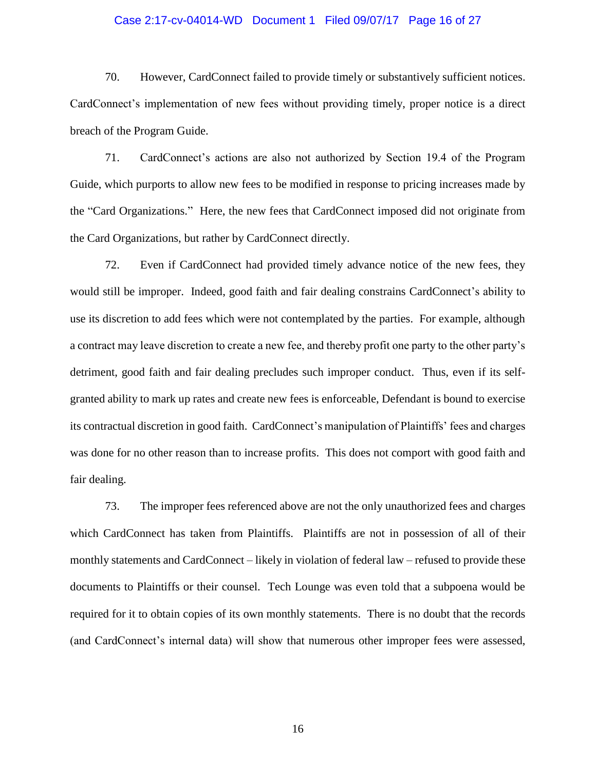70. However, CardConnect failed to provide timely or substantively sufficient notices. CardConnect's implementation of new fees without providing timely, proper notice is a direct breach of the Program Guide.

71. CardConnect's actions are also not authorized by Section 19.4 of the Program Guide, which purports to allow new fees to be modified in response to pricing increases made by the "Card Organizations." Here, the new fees that CardConnect imposed did not originate from the Card Organizations, but rather by CardConnect directly.

72. Even if CardConnect had provided timely advance notice of the new fees, they would still be improper. Indeed, good faith and fair dealing constrains CardConnect's ability to use its discretion to add fees which were not contemplated by the parties. For example, although a contract may leave discretion to create a new fee, and thereby profit one party to the other party's detriment, good faith and fair dealing precludes such improper conduct. Thus, even if its self-granted ability to mark up rates and create new fees is enforceable, Defendant is bound to exercise its contractual discretion in good faith. CardConnect's manipulation of Plaintiffs' fees and charges was done for no other reason than to increase profits. This does not comport with good faith and fair dealing.

73. The improper fees referenced above are not the only unauthorized fees and charges which CardConnect has taken from Plaintiffs. Plaintiffs are not in possession of all of their monthly statements and CardConnect – likely in violation of federal law – refused to provide these documents to Plaintiffs or their counsel. Tech Lounge was even told that a subpoena would be required for it to obtain copies of its own monthly statements. There is no doubt that the records (and CardConnect's internal data) will show that numerous other improper fees were assessed,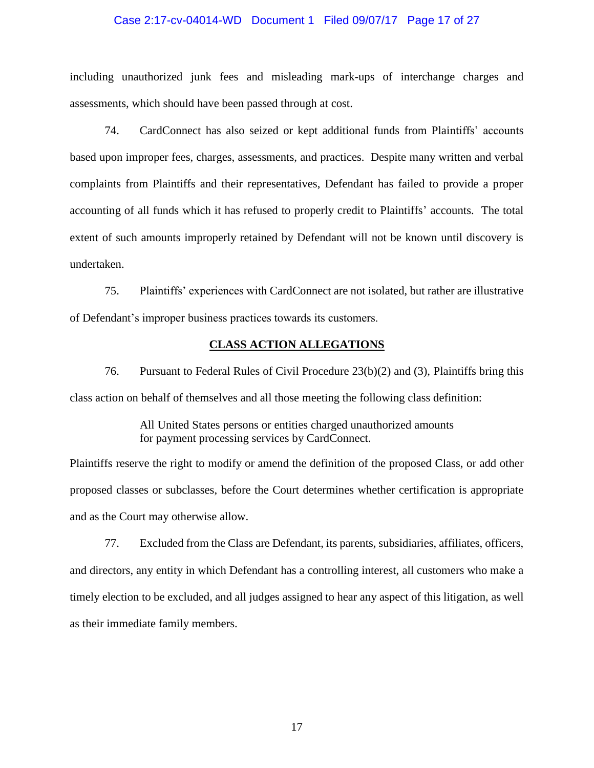including unauthorized junk fees and misleading mark-ups of interchange charges and assessments, which should have been passed through at cost.

74. CardConnect has also seized or kept additional funds from Plaintiffs' accounts based upon improper fees, charges, assessments, and practices. Despite many written and verbal complaints from Plaintiffs and their representatives, Defendant has failed to provide a proper accounting of all funds which it has refused to properly credit to Plaintiffs' accounts. The total extent of such amounts improperly retained by Defendant will not be known until discovery is undertaken.

75. Plaintiffs' experiences with CardConnect are not isolated, but rather are illustrative of Defendant's improper business practices towards its customers.

## CLASS ACTION ALLEGATIONS

76. Pursuant to Federal Rules of Civil Procedure 23(b)(2) and (3), Plaintiffs bring this class action on behalf of themselves and all those meeting the following class definition:

> All United States persons or entities charged unauthorized amounts for payment processing services by CardConnect.

Plaintiffs reserve the right to modify or amend the definition of the proposed Class, or add other proposed classes or subclasses, before the Court determines whether certification is appropriate and as the Court may otherwise allow.

77. Excluded from the Class are Defendant, its parents, subsidiaries, affiliates, officers, and directors, any entity in which Defendant has a controlling interest, all customers who make a timely election to be excluded, and all judges assigned to hear any aspect of this litigation, as well as their immediate family members.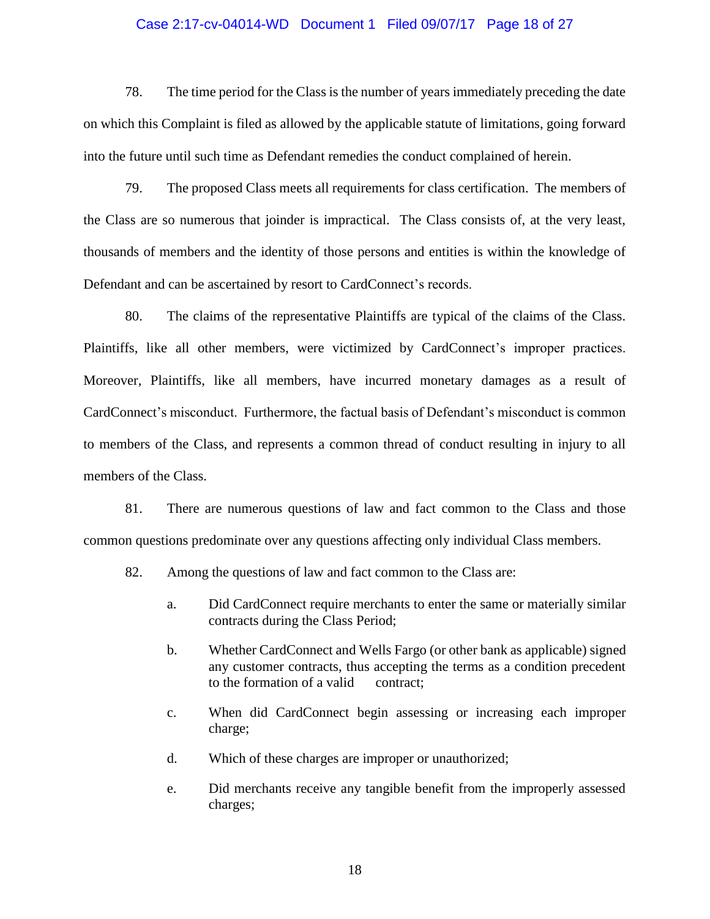78. The time period for the Class is the number of years immediately preceding the date on which this Complaint is filed as allowed by the applicable statute of limitations, going forward into the future until such time as Defendant remedies the conduct complained of herein.

79. The proposed Class meets all requirements for class certification. The members of the Class are so numerous that joinder is impractical. The Class consists of, at the very least, thousands of members and the identity of those persons and entities is within the knowledge of Defendant and can be ascertained by resort to CardConnect's records.

80. The claims of the representative Plaintiffs are typical of the claims of the Class. Plaintiffs, like all other members, were victimized by CardConnect's improper practices. Moreover, Plaintiffs, like all members, have incurred monetary damages as a result of CardConnect's misconduct. Furthermore, the factual basis of Defendant's misconduct is common to members of the Class, and represents a common thread of conduct resulting in injury to all members of the Class.

81. There are numerous questions of law and fact common to the Class and those common questions predominate over any questions affecting only individual Class members.

82. Among the questions of law and fact common to the Class are:

a. Did CardConnect require merchants to enter the same or materially similar contracts during the Class Period;

b. Whether CardConnect and Wells Fargo (or other bank as applicable) signed any customer contracts, thus accepting the terms as a condition precedent to the formation of a valid contract;

c. When did CardConnect begin assessing or increasing each improper charge;

d. Which of these charges are improper or unauthorized;

e. Did merchants receive any tangible benefit from the improperly assessed charges;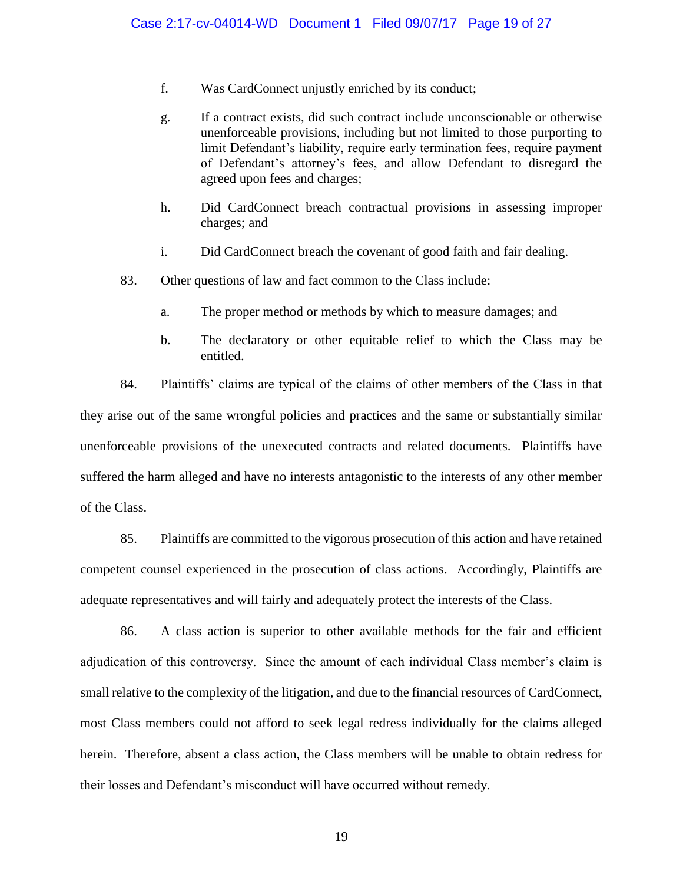f. Was CardConnect unjustly enriched by its conduct;

g. If a contract exists, did such contract include unconscionable or otherwise unenforceable provisions, including but not limited to those purporting to limit Defendant's liability, require early termination fees, require payment of Defendant's attorney's fees, and allow Defendant to disregard the agreed upon fees and charges;

h. Did CardConnect breach contractual provisions in assessing improper charges; and

i. Did CardConnect breach the covenant of good faith and fair dealing.

83. Other questions of law and fact common to the Class include:

a. The proper method or methods by which to measure damages; and

b. The declaratory or other equitable relief to which the Class may be entitled.

84. Plaintiffs' claims are typical of the claims of other members of the Class in that they arise out of the same wrongful policies and practices and the same or substantially similar unenforceable provisions of the unexecuted contracts and related documents. Plaintiffs have suffered the harm alleged and have no interests antagonistic to the interests of any other member of the Class.

85. Plaintiffs are committed to the vigorous prosecution of this action and have retained competent counsel experienced in the prosecution of class actions. Accordingly, Plaintiffs are adequate representatives and will fairly and adequately protect the interests of the Class.

86. A class action is superior to other available methods for the fair and efficient adjudication of this controversy. Since the amount of each individual Class member's claim is small relative to the complexity of the litigation, and due to the financial resources of CardConnect, most Class members could not afford to seek legal redress individually for the claims alleged herein. Therefore, absent a class action, the Class members will be unable to obtain redress for their losses and Defendant's misconduct will have occurred without remedy.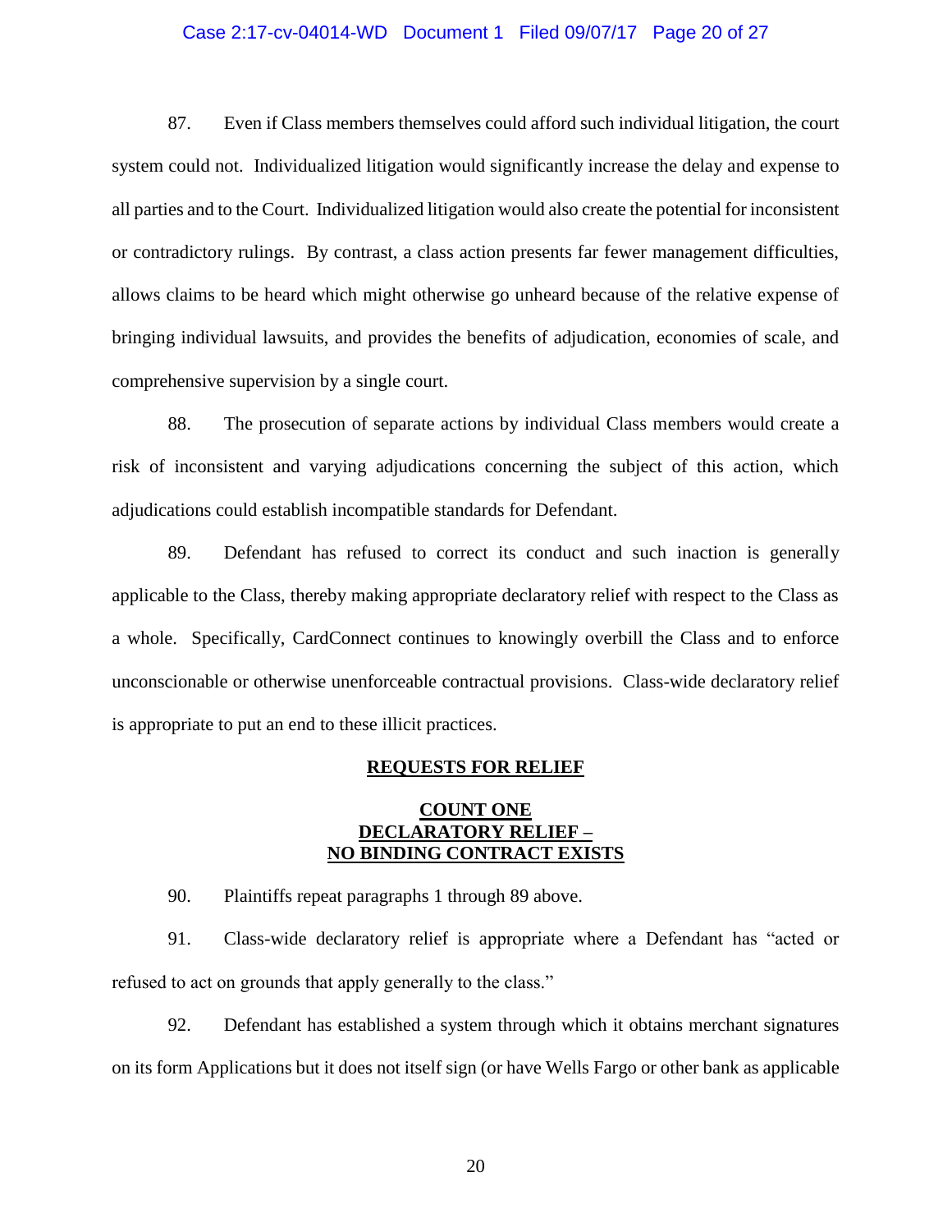87. Even if Class members themselves could afford such individual litigation, the court system could not. Individualized litigation would significantly increase the delay and expense to all parties and to the Court. Individualized litigation would also create the potential for inconsistent or contradictory rulings. By contrast, a class action presents far fewer management difficulties, allows claims to be heard which might otherwise go unheard because of the relative expense of bringing individual lawsuits, and provides the benefits of adjudication, economies of scale, and comprehensive supervision by a single court.

88. The prosecution of separate actions by individual Class members would create a risk of inconsistent and varying adjudications concerning the subject of this action, which adjudications could establish incompatible standards for Defendant.

89. Defendant has refused to correct its conduct and such inaction is generally applicable to the Class, thereby making appropriate declaratory relief with respect to the Class as a whole. Specifically, CardConnect continues to knowingly overbill the Class and to enforce unconscionable or otherwise unenforceable contractual provisions. Class-wide declaratory relief is appropriate to put an end to these illicit practices.

## REQUESTS FOR RELIEF

### COUNT ONE
### DECLARATORY RELIEF – NO BINDING CONTRACT EXISTS

90. Plaintiffs repeat paragraphs 1 through 89 above.

91. Class-wide declaratory relief is appropriate where a Defendant has "acted or refused to act on grounds that apply generally to the class."

92. Defendant has established a system through which it obtains merchant signatures on its form Applications but it does not itself sign (or have Wells Fargo or other bank as applicable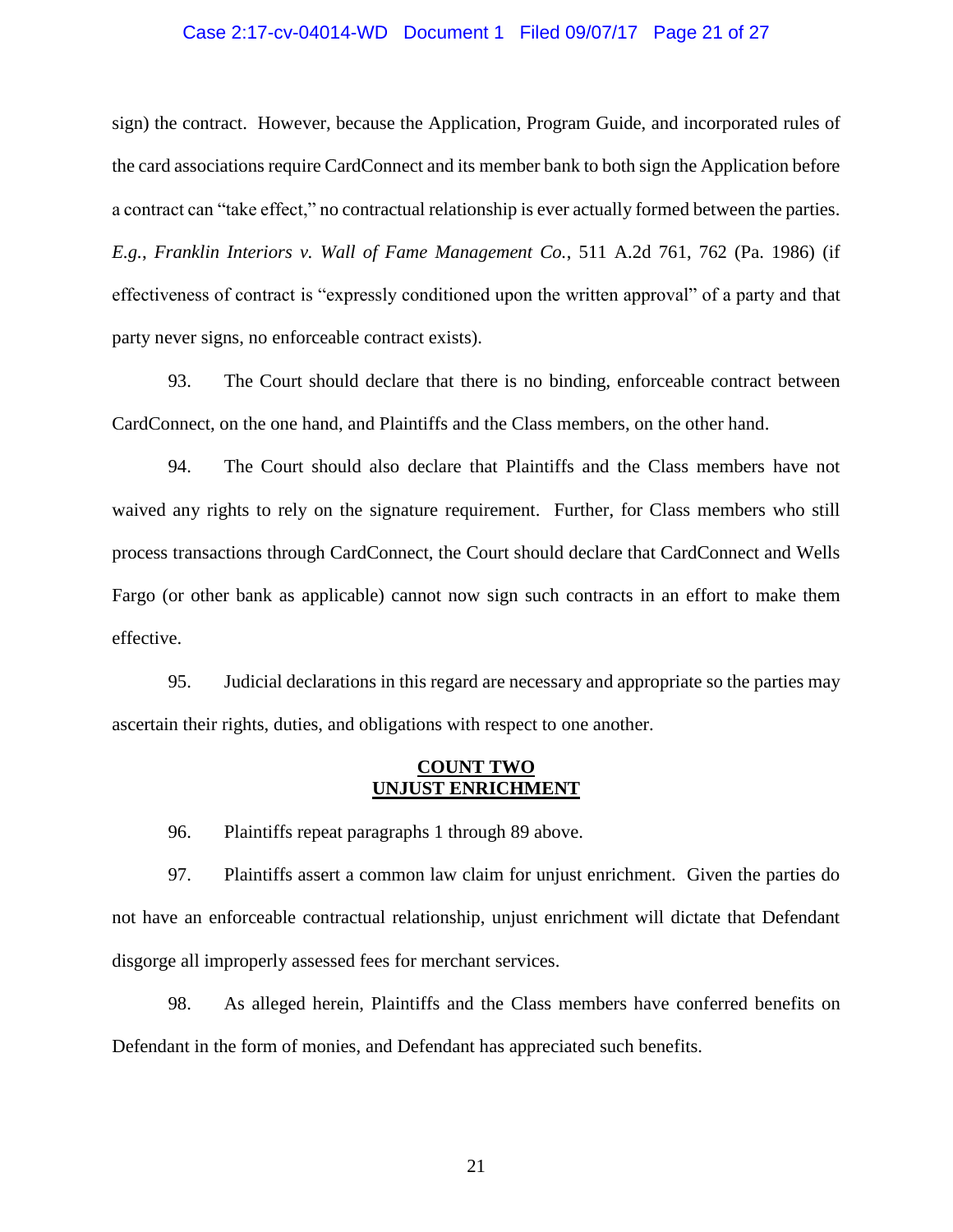sign) the contract. However, because the Application, Program Guide, and incorporated rules of the card associations require CardConnect and its member bank to both sign the Application before a contract can "take effect," no contractual relationship is ever actually formed between the parties. *E.g.*, *Franklin Interiors v. Wall of Fame Management Co.*, 511 A.2d 761, 762 (Pa. 1986) (if effectiveness of contract is "expressly conditioned upon the written approval" of a party and that party never signs, no enforceable contract exists).

93. The Court should declare that there is no binding, enforceable contract between CardConnect, on the one hand, and Plaintiffs and the Class members, on the other hand.

94. The Court should also declare that Plaintiffs and the Class members have not waived any rights to rely on the signature requirement. Further, for Class members who still process transactions through CardConnect, the Court should declare that CardConnect and Wells Fargo (or other bank as applicable) cannot now sign such contracts in an effort to make them effective.

95. Judicial declarations in this regard are necessary and appropriate so the parties may ascertain their rights, duties, and obligations with respect to one another.

## COUNT TWO
## UNJUST ENRICHMENT

96. Plaintiffs repeat paragraphs 1 through 89 above.

97. Plaintiffs assert a common law claim for unjust enrichment. Given the parties do not have an enforceable contractual relationship, unjust enrichment will dictate that Defendant disgorge all improperly assessed fees for merchant services.

98. As alleged herein, Plaintiffs and the Class members have conferred benefits on Defendant in the form of monies, and Defendant has appreciated such benefits.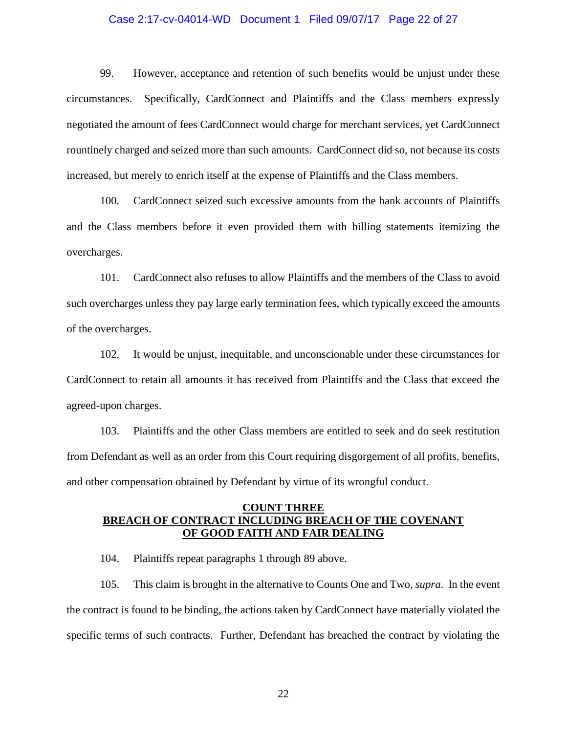99. However, acceptance and retention of such benefits would be unjust under these circumstances. Specifically, CardConnect and Plaintiffs and the Class members expressly negotiated the amount of fees CardConnect would charge for merchant services, yet CardConnect rountinely charged and seized more than such amounts. CardConnect did so, not because its costs increased, but merely to enrich itself at the expense of Plaintiffs and the Class members.

100. CardConnect seized such excessive amounts from the bank accounts of Plaintiffs and the Class members before it even provided them with billing statements itemizing the overcharges.

101. CardConnect also refuses to allow Plaintiffs and the members of the Class to avoid such overcharges unless they pay large early termination fees, which typically exceed the amounts of the overcharges.

102. It would be unjust, inequitable, and unconscionable under these circumstances for CardConnect to retain all amounts it has received from Plaintiffs and the Class that exceed the agreed-upon charges.

103. Plaintiffs and the other Class members are entitled to seek and do seek restitution from Defendant as well as an order from this Court requiring disgorgement of all profits, benefits, and other compensation obtained by Defendant by virtue of its wrongful conduct.

## COUNT THREE
## BREACH OF CONTRACT INCLUDING BREACH OF THE COVENANT OF GOOD FAITH AND FAIR DEALING

104. Plaintiffs repeat paragraphs 1 through 89 above.

105. This claim is brought in the alternative to Counts One and Two, *supra*. In the event the contract is found to be binding, the actions taken by CardConnect have materially violated the specific terms of such contracts. Further, Defendant has breached the contract by violating the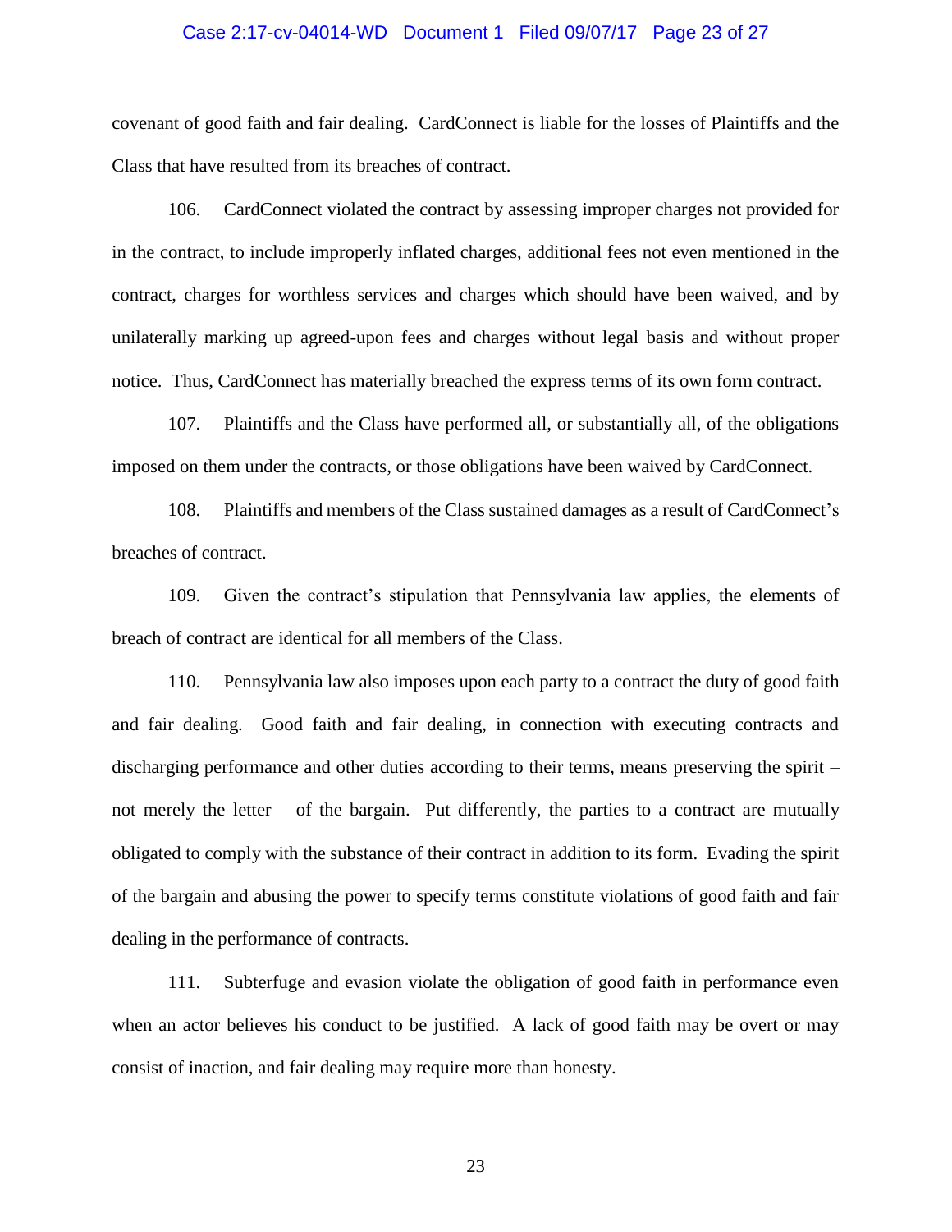covenant of good faith and fair dealing. CardConnect is liable for the losses of Plaintiffs and the Class that have resulted from its breaches of contract.

106. CardConnect violated the contract by assessing improper charges not provided for in the contract, to include improperly inflated charges, additional fees not even mentioned in the contract, charges for worthless services and charges which should have been waived, and by unilaterally marking up agreed-upon fees and charges without legal basis and without proper notice. Thus, CardConnect has materially breached the express terms of its own form contract.

107. Plaintiffs and the Class have performed all, or substantially all, of the obligations imposed on them under the contracts, or those obligations have been waived by CardConnect.

108. Plaintiffs and members of the Class sustained damages as a result of CardConnect's breaches of contract.

109. Given the contract's stipulation that Pennsylvania law applies, the elements of breach of contract are identical for all members of the Class.

110. Pennsylvania law also imposes upon each party to a contract the duty of good faith and fair dealing. Good faith and fair dealing, in connection with executing contracts and discharging performance and other duties according to their terms, means preserving the spirit – not merely the letter – of the bargain. Put differently, the parties to a contract are mutually obligated to comply with the substance of their contract in addition to its form. Evading the spirit of the bargain and abusing the power to specify terms constitute violations of good faith and fair dealing in the performance of contracts.

111. Subterfuge and evasion violate the obligation of good faith in performance even when an actor believes his conduct to be justified. A lack of good faith may be overt or may consist of inaction, and fair dealing may require more than honesty.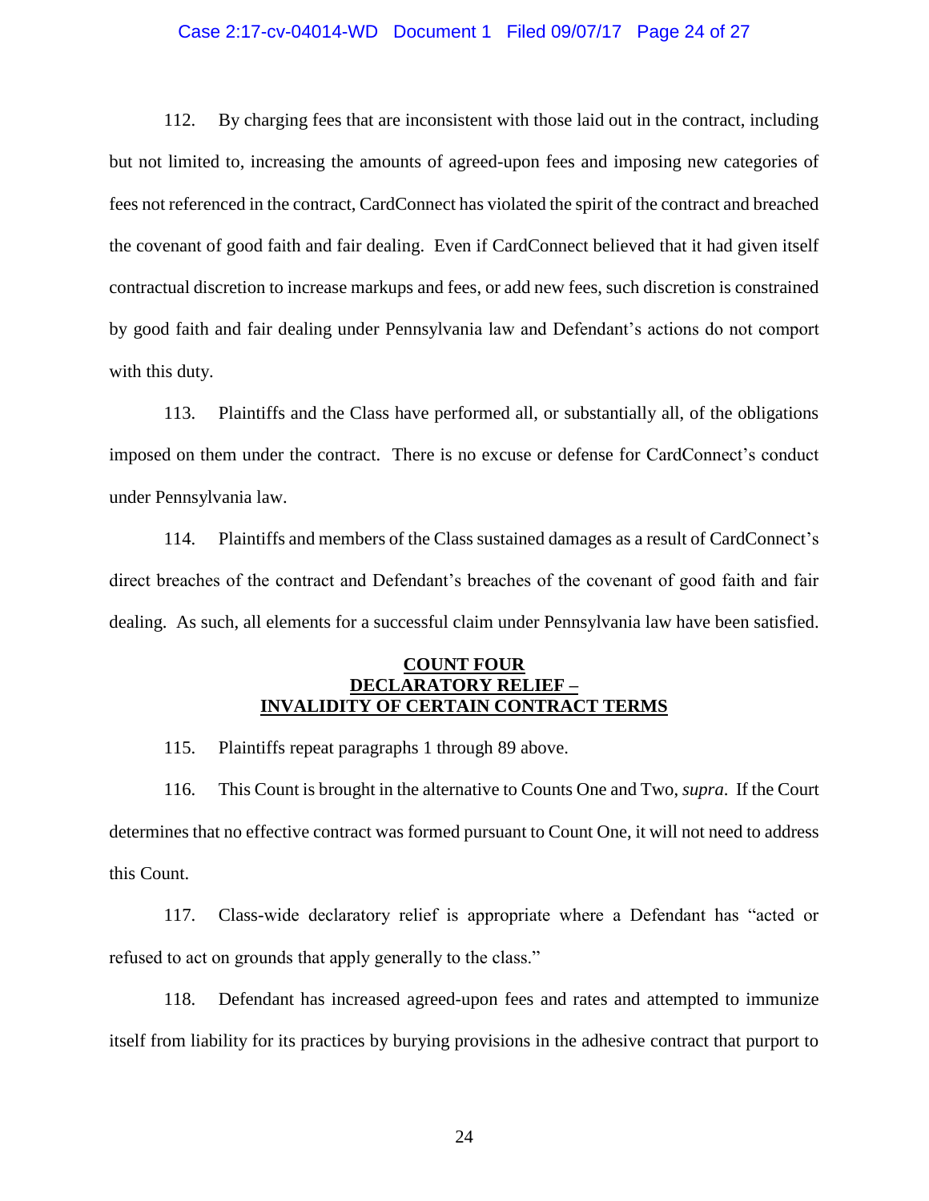112. By charging fees that are inconsistent with those laid out in the contract, including but not limited to, increasing the amounts of agreed-upon fees and imposing new categories of fees not referenced in the contract, CardConnect has violated the spirit of the contract and breached the covenant of good faith and fair dealing. Even if CardConnect believed that it had given itself contractual discretion to increase markups and fees, or add new fees, such discretion is constrained by good faith and fair dealing under Pennsylvania law and Defendant's actions do not comport with this duty.

113. Plaintiffs and the Class have performed all, or substantially all, of the obligations imposed on them under the contract. There is no excuse or defense for CardConnect's conduct under Pennsylvania law.

114. Plaintiffs and members of the Class sustained damages as a result of CardConnect's direct breaches of the contract and Defendant's breaches of the covenant of good faith and fair dealing. As such, all elements for a successful claim under Pennsylvania law have been satisfied.

## COUNT FOUR
## DECLARATORY RELIEF – INVALIDITY OF CERTAIN CONTRACT TERMS

115. Plaintiffs repeat paragraphs 1 through 89 above.

116. This Count is brought in the alternative to Counts One and Two, *supra*. If the Court determines that no effective contract was formed pursuant to Count One, it will not need to address this Count.

117. Class-wide declaratory relief is appropriate where a Defendant has "acted or refused to act on grounds that apply generally to the class."

118. Defendant has increased agreed-upon fees and rates and attempted to immunize itself from liability for its practices by burying provisions in the adhesive contract that purport to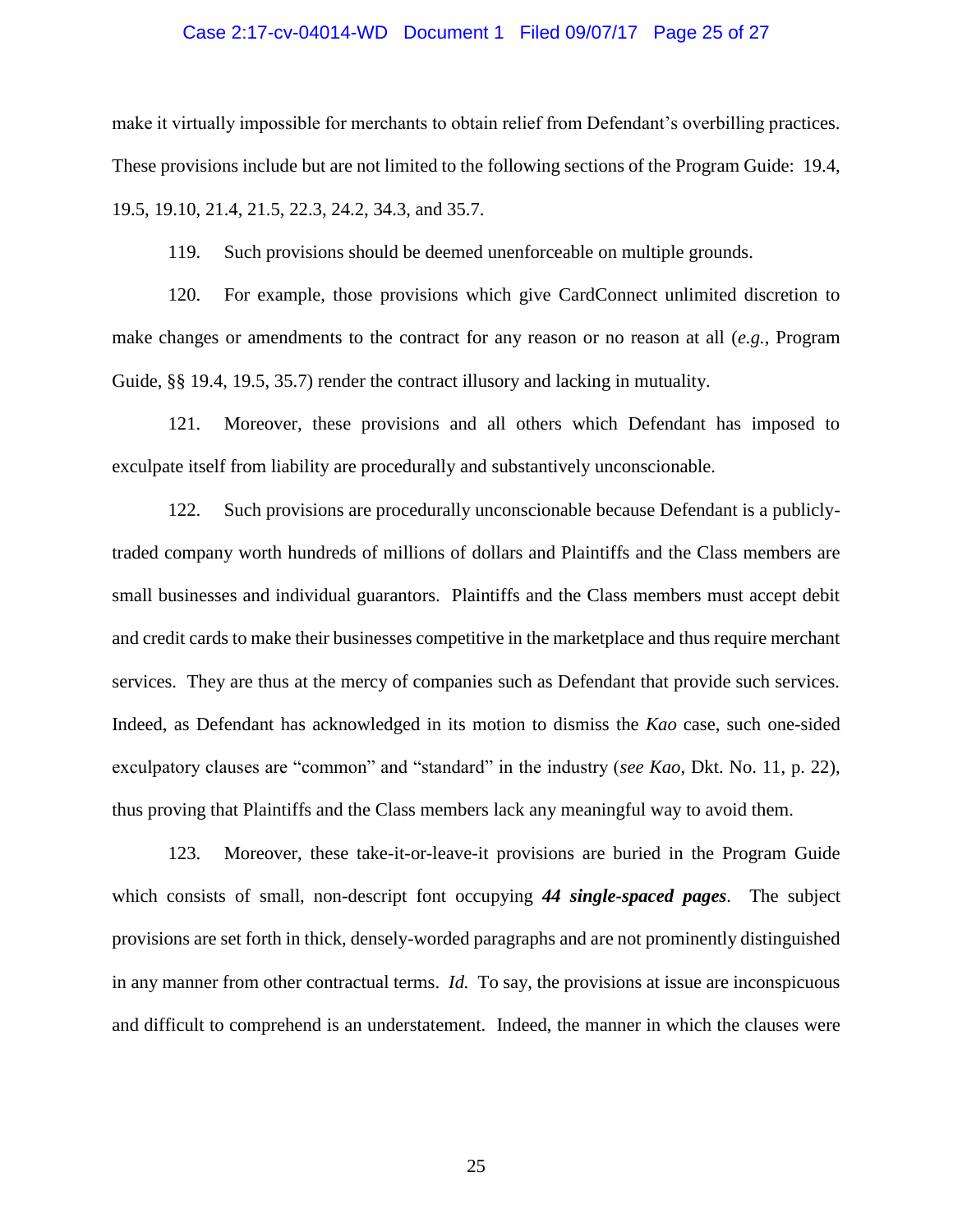make it virtually impossible for merchants to obtain relief from Defendant's overbilling practices. These provisions include but are not limited to the following sections of the Program Guide: 19.4, 19.5, 19.10, 21.4, 21.5, 22.3, 24.2, 34.3, and 35.7.

119. Such provisions should be deemed unenforceable on multiple grounds.

120. For example, those provisions which give CardConnect unlimited discretion to make changes or amendments to the contract for any reason or no reason at all (*e.g.*, Program Guide, §§ 19.4, 19.5, 35.7) render the contract illusory and lacking in mutuality.

121. Moreover, these provisions and all others which Defendant has imposed to exculpate itself from liability are procedurally and substantively unconscionable.

122. Such provisions are procedurally unconscionable because Defendant is a publicly-traded company worth hundreds of millions of dollars and Plaintiffs and the Class members are small businesses and individual guarantors. Plaintiffs and the Class members must accept debit and credit cards to make their businesses competitive in the marketplace and thus require merchant services. They are thus at the mercy of companies such as Defendant that provide such services. Indeed, as Defendant has acknowledged in its motion to dismiss the *Kao* case, such one-sided exculpatory clauses are "common" and "standard" in the industry (*see Kao*, Dkt. No. 11, p. 22), thus proving that Plaintiffs and the Class members lack any meaningful way to avoid them.

123. Moreover, these take-it-or-leave-it provisions are buried in the Program Guide which consists of small, non-descript font occupying ***44 single-spaced pages***. The subject provisions are set forth in thick, densely-worded paragraphs and are not prominently distinguished in any manner from other contractual terms. *Id.* To say, the provisions at issue are inconspicuous and difficult to comprehend is an understatement. Indeed, the manner in which the clauses were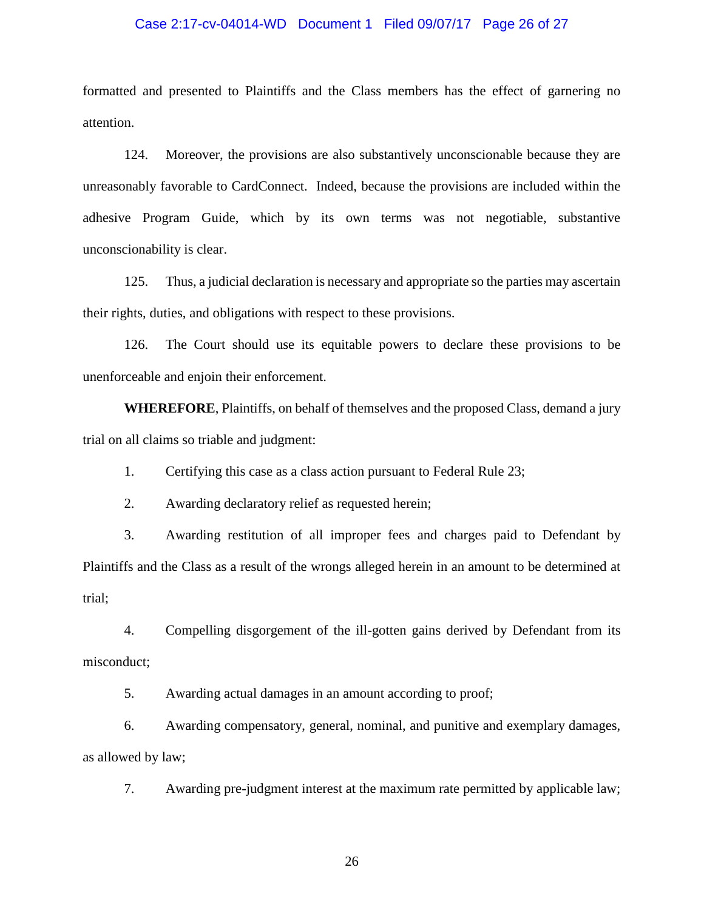formatted and presented to Plaintiffs and the Class members has the effect of garnering no attention.

124. Moreover, the provisions are also substantively unconscionable because they are unreasonably favorable to CardConnect. Indeed, because the provisions are included within the adhesive Program Guide, which by its own terms was not negotiable, substantive unconscionability is clear.

125. Thus, a judicial declaration is necessary and appropriate so the parties may ascertain their rights, duties, and obligations with respect to these provisions.

126. The Court should use its equitable powers to declare these provisions to be unenforceable and enjoin their enforcement.

**WHEREFORE**, Plaintiffs, on behalf of themselves and the proposed Class, demand a jury trial on all claims so triable and judgment:

1. Certifying this case as a class action pursuant to Federal Rule 23;

2. Awarding declaratory relief as requested herein;

3. Awarding restitution of all improper fees and charges paid to Defendant by Plaintiffs and the Class as a result of the wrongs alleged herein in an amount to be determined at trial;

4. Compelling disgorgement of the ill-gotten gains derived by Defendant from its misconduct;

5. Awarding actual damages in an amount according to proof;

6. Awarding compensatory, general, nominal, and punitive and exemplary damages, as allowed by law;

7. Awarding pre-judgment interest at the maximum rate permitted by applicable law;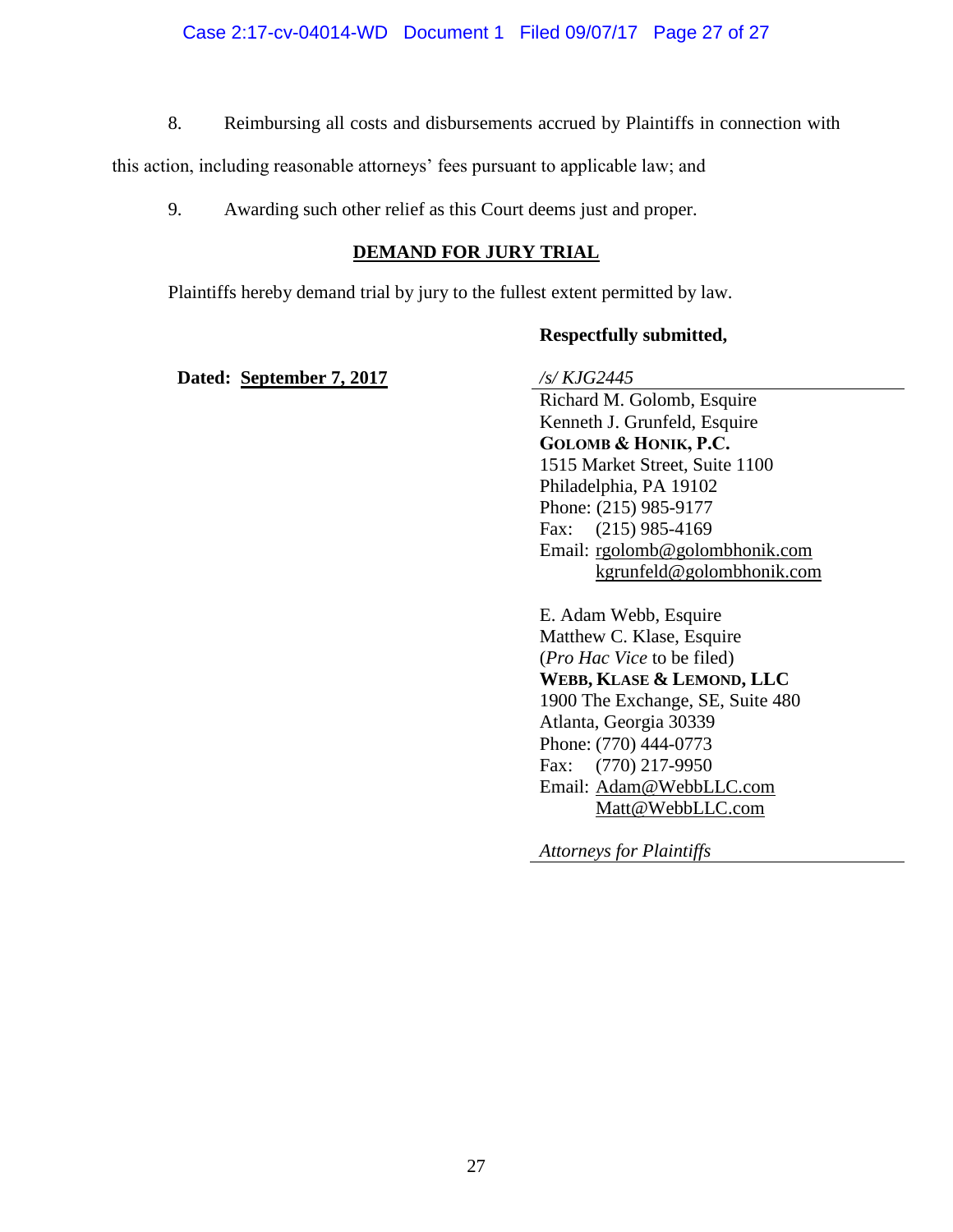8. Reimbursing all costs and disbursements accrued by Plaintiffs in connection with this action, including reasonable attorneys' fees pursuant to applicable law; and

9. Awarding such other relief as this Court deems just and proper.

**DEMAND FOR JURY TRIAL**

Plaintiffs hereby demand trial by jury to the fullest extent permitted by law.

**Respectfully submitted,**

**Dated: September 7, 2017**

*/s/ KJG2445*
Richard M. Golomb, Esquire
Kenneth J. Grunfeld, Esquire
**GOLOMB & HONIK, P.C.**
1515 Market Street, Suite 1100
Philadelphia, PA 19102
Phone: (215) 985-9177
Fax: (215) 985-4169
Email: rgolomb@golombhonik.com
kgrunfeld@golombhonik.com

E. Adam Webb, Esquire
Matthew C. Klase, Esquire
(*Pro Hac Vice* to be filed)
**WEBB, KLASE & LEMOND, LLC**
1900 The Exchange, SE, Suite 480
Atlanta, Georgia 30339
Phone: (770) 444-0773
Fax: (770) 217-9950
Email: Adam@WebbLLC.com
Matt@WebbLLC.com

*Attorneys for Plaintiffs*